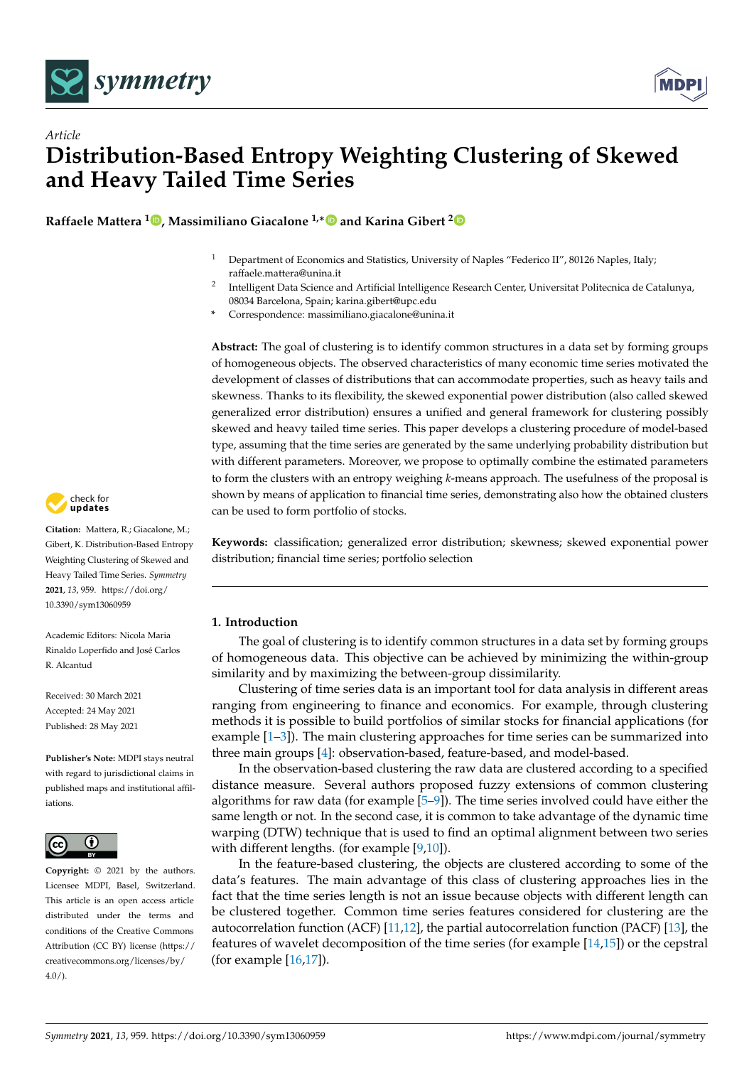*Article*

# Distribution-Based Entropy Weighting Clustering of Skewed and Heavy Tailed Time Series

**Raffaele Mattera [1], Massimiliano Giacalone [1,*] and Karina Gibert [2]**

[1] Department of Economics and Statistics, University of Naples "Federico II", 80126 Naples, Italy; raffaele.mattera@unina.it

[2] Intelligent Data Science and Artificial Intelligence Research Center, Universitat Politecnica de Catalunya, 08034 Barcelona, Spain; karina.gibert@upc.edu

\* Correspondence: massimiliano.giacalone@unina.it

**Abstract:** The goal of clustering is to identify common structures in a data set by forming groups of homogeneous objects. The observed characteristics of many economic time series motivated the development of classes of distributions that can accommodate properties, such as heavy tails and skewness. Thanks to its flexibility, the skewed exponential power distribution (also called skewed generalized error distribution) ensures a unified and general framework for clustering possibly skewed and heavy tailed time series. This paper develops a clustering procedure of model-based type, assuming that the time series are generated by the same underlying probability distribution but with different parameters. Moreover, we propose to optimally combine the estimated parameters to form the clusters with an entropy weighing $k$-means approach. The usefulness of the proposal is shown by means of application to financial time series, demonstrating also how the obtained clusters can be used to form portfolio of stocks.

**Keywords:** classification; generalized error distribution; skewness; skewed exponential power distribution; financial time series; portfolio selection

**Citation:** Mattera, R.; Giacalone, M.; Gibert, K. Distribution-Based Entropy Weighting Clustering of Skewed and Heavy Tailed Time Series. *Symmetry* **2021**, *13*, 959. https://doi.org/10.3390/sym13060959

Academic Editors: Nicola Maria Rinaldo Loperfido and José Carlos R. Alcantud

Received: 30 March 2021
Accepted: 24 May 2021
Published: 28 May 2021

**Publisher's Note:** MDPI stays neutral with regard to jurisdictional claims in published maps and institutional affiliations.

**Copyright:** © 2021 by the authors. Licensee MDPI, Basel, Switzerland. This article is an open access article distributed under the terms and conditions of the Creative Commons Attribution (CC BY) license (https://creativecommons.org/licenses/by/4.0/).

## 1. Introduction

The goal of clustering is to identify common structures in a data set by forming groups of homogeneous data. This objective can be achieved by minimizing the within-group similarity and by maximizing the between-group dissimilarity.

Clustering of time series data is an important tool for data analysis in different areas ranging from engineering to finance and economics. For example, through clustering methods it is possible to build portfolios of similar stocks for financial applications (for example [1–3]). The main clustering approaches for time series can be summarized into three main groups [4]: observation-based, feature-based, and model-based.

In the observation-based clustering the raw data are clustered according to a specified distance measure. Several authors proposed fuzzy extensions of common clustering algorithms for raw data (for example [5–9]). The time series involved could have either the same length or not. In the second case, it is common to take advantage of the dynamic time warping (DTW) technique that is used to find an optimal alignment between two series with different lengths. (for example [9,10]).

In the feature-based clustering, the objects are clustered according to some of the data's features. The main advantage of this class of clustering approaches lies in the fact that the time series length is not an issue because objects with different length can be clustered together. Common time series features considered for clustering are the autocorrelation function (ACF) [11,12], the partial autocorrelation function (PACF) [13], the features of wavelet decomposition of the time series (for example [14,15]) or the cepstral (for example [16,17]).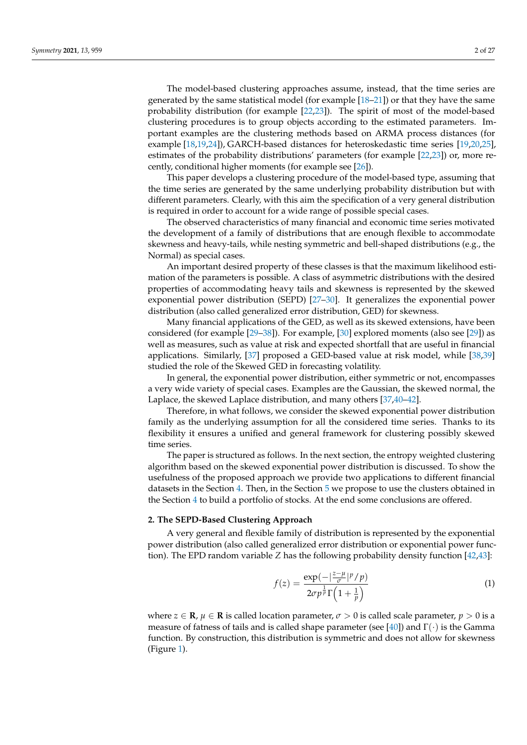The model-based clustering approaches assume, instead, that the time series are generated by the same statistical model (for example [18–21]) or that they have the same probability distribution (for example [22,23]). The spirit of most of the model-based clustering procedures is to group objects according to the estimated parameters. Important examples are the clustering methods based on ARMA process distances (for example [18,19,24]), GARCH-based distances for heteroskedastic time series [19,20,25], estimates of the probability distributions' parameters (for example [22,23]) or, more recently, conditional higher moments (for example see [26]).

This paper develops a clustering procedure of the model-based type, assuming that the time series are generated by the same underlying probability distribution but with different parameters. Clearly, with this aim the specification of a very general distribution is required in order to account for a wide range of possible special cases.

The observed characteristics of many financial and economic time series motivated the development of a family of distributions that are enough flexible to accommodate skewness and heavy-tails, while nesting symmetric and bell-shaped distributions (e.g., the Normal) as special cases.

An important desired property of these classes is that the maximum likelihood estimation of the parameters is possible. A class of asymmetric distributions with the desired properties of accommodating heavy tails and skewness is represented by the skewed exponential power distribution (SEPD) [27–30]. It generalizes the exponential power distribution (also called generalized error distribution, GED) for skewness.

Many financial applications of the GED, as well as its skewed extensions, have been considered (for example [29–38]). For example, [30] explored moments (also see [29]) as well as measures, such as value at risk and expected shortfall that are useful in financial applications. Similarly, [37] proposed a GED-based value at risk model, while [38,39] studied the role of the Skewed GED in forecasting volatility.

In general, the exponential power distribution, either symmetric or not, encompasses a very wide variety of special cases. Examples are the Gaussian, the skewed normal, the Laplace, the skewed Laplace distribution, and many others [37,40–42].

Therefore, in what follows, we consider the skewed exponential power distribution family as the underlying assumption for all the considered time series. Thanks to its flexibility it ensures a unified and general framework for clustering possibly skewed time series.

The paper is structured as follows. In the next section, the entropy weighted clustering algorithm based on the skewed exponential power distribution is discussed. To show the usefulness of the proposed approach we provide two applications to different financial datasets in the Section 4. Then, in the Section 5 we propose to use the clusters obtained in the Section 4 to build a portfolio of stocks. At the end some conclusions are offered.

## 2. The SEPD-Based Clustering Approach

A very general and flexible family of distribution is represented by the exponential power distribution (also called generalized error distribution or exponential power function). The EPD random variable $Z$ has the following probability density function [42,43]:

$$f(z) = \frac{\exp(-|\frac{z-\mu}{\sigma}|^{p}/p)}{2\sigma p^{\frac{1}{p}}\Gamma\left(1+\frac{1}{p}\right)} \tag{1}$$

where $z \in \mathbf{R}$, $\mu \in \mathbf{R}$ is called location parameter, $\sigma > 0$ is called scale parameter, $p > 0$ is a measure of fatness of tails and is called shape parameter (see [40]) and $\Gamma(\cdot)$ is the Gamma function. By construction, this distribution is symmetric and does not allow for skewness (Figure 1).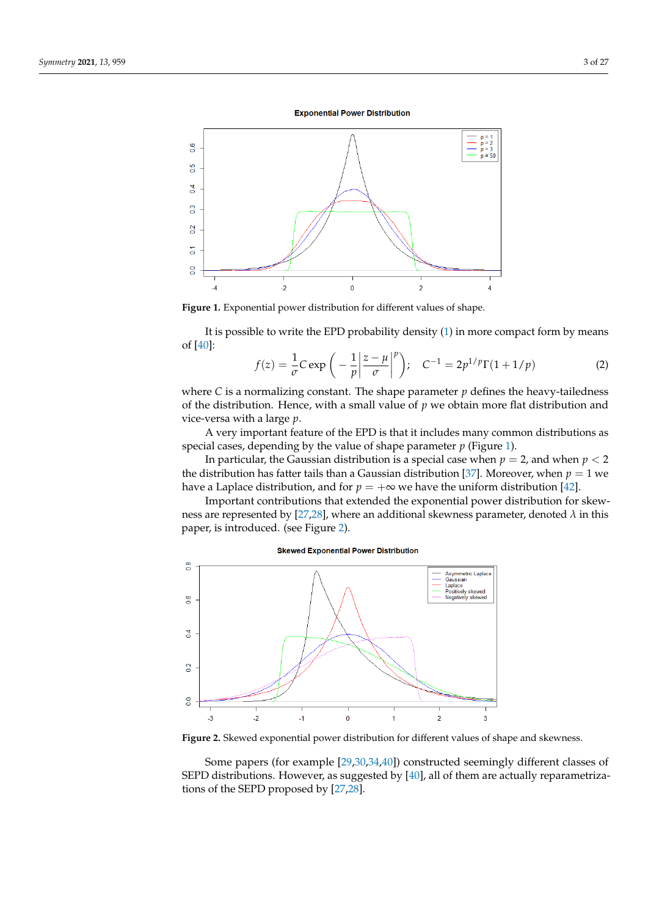**Figure 1.** Exponential power distribution for different values of shape.

It is possible to write the EPD probability density (1) in more compact form by means of [40]:

$$f(z) = \frac{1}{\sigma} C \exp\left( -\frac{1}{p}\left| \frac{z-\mu}{\sigma} \right|^p \right); \quad C^{-1} = 2p^{1/p}\Gamma(1+1/p) \tag{2}$$

where $C$ is a normalizing constant. The shape parameter $p$ defines the heavy-tailedness of the distribution. Hence, with a small value of $p$ we obtain more flat distribution and vice-versa with a large $p$.

A very important feature of the EPD is that it includes many common distributions as special cases, depending by the value of shape parameter $p$ (Figure 1).

In particular, the Gaussian distribution is a special case when $p = 2$, and when $p < 2$ the distribution has fatter tails than a Gaussian distribution [37]. Moreover, when $p = 1$ we have a Laplace distribution, and for $p = +\infty$ we have the uniform distribution [42].

Important contributions that extended the exponential power distribution for skewness are represented by [27,28], where an additional skewness parameter, denoted $\lambda$ in this paper, is introduced. (see Figure 2).

**Figure 2.** Skewed exponential power distribution for different values of shape and skewness.

Some papers (for example [29,30,34,40]) constructed seemingly different classes of SEPD distributions. However, as suggested by [40], all of them are actually reparametrizations of the SEPD proposed by [27,28].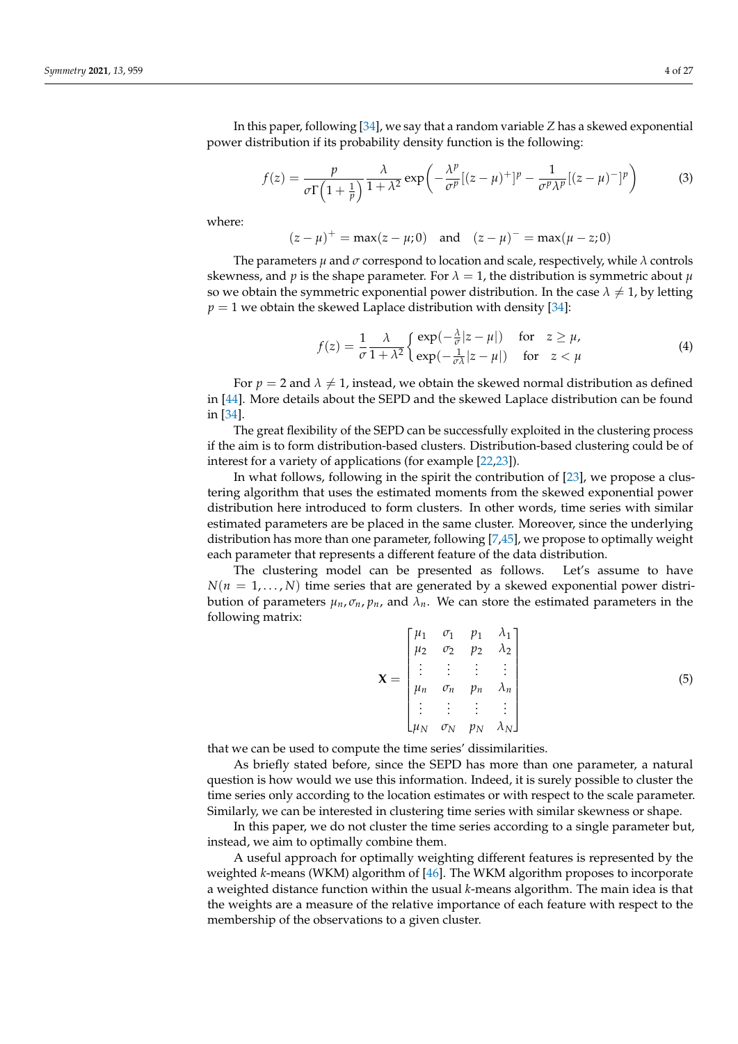In this paper, following [34], we say that a random variable $Z$ has a skewed exponential power distribution if its probability density function is the following:

$$f(z) = \frac{p}{\sigma\Gamma\left(1+\frac{1}{p}\right)} \frac{\lambda}{1+\lambda^2} \exp\left( -\frac{\lambda^p}{\sigma^p}[(z-\mu)^+]^p - \frac{1}{\sigma^p\lambda^p}[(z-\mu)^-]^p \right) \tag{3}$$

where:

$$(z-\mu)^+ = \max(z-\mu; 0) \quad \text{and} \quad (z-\mu)^- = \max(\mu - z; 0)$$

The parameters $\mu$ and $\sigma$ correspond to location and scale, respectively, while $\lambda$ controls skewness, and $p$ is the shape parameter. For $\lambda = 1$, the distribution is symmetric about $\mu$ so we obtain the symmetric exponential power distribution. In the case $\lambda \neq 1$, by letting $p = 1$ we obtain the skewed Laplace distribution with density [34]:

$$f(z) = \frac{1}{\sigma}\frac{\lambda}{1+\lambda^2} \begin{cases} \exp(-\frac{\lambda}{\sigma}|z-\mu|) & \text{for} \quad z \geq \mu, \\ \exp(-\frac{1}{\sigma\lambda}|z-\mu|) & \text{for} \quad z < \mu \end{cases} \tag{4}$$

For $p = 2$ and $\lambda \neq 1$, instead, we obtain the skewed normal distribution as defined in [44]. More details about the SEPD and the skewed Laplace distribution can be found in [34].

The great flexibility of the SEPD can be successfully exploited in the clustering process if the aim is to form distribution-based clusters. Distribution-based clustering could be of interest for a variety of applications (for example [22,23]).

In what follows, following in the spirit the contribution of [23], we propose a clustering algorithm that uses the estimated moments from the skewed exponential power distribution here introduced to form clusters. In other words, time series with similar estimated parameters are be placed in the same cluster. Moreover, since the underlying distribution has more than one parameter, following [7,45], we propose to optimally weight each parameter that represents a different feature of the data distribution.

The clustering model can be presented as follows. Let's assume to have $N(n = 1, \ldots, N)$ time series that are generated by a skewed exponential power distribution of parameters $\mu_n, \sigma_n, p_n$, and $\lambda_n$. We can store the estimated parameters in the following matrix:

$$\mathbf{X} = \begin{bmatrix} \mu_1 & \sigma_1 & p_1 & \lambda_1 \\ \mu_2 & \sigma_2 & p_2 & \lambda_2 \\ \vdots & \vdots & \vdots & \vdots \\ \mu_n & \sigma_n & p_n & \lambda_n \\ \vdots & \vdots & \vdots & \vdots \\ \mu_N & \sigma_N & p_N & \lambda_N \end{bmatrix} \tag{5}$$

that we can be used to compute the time series' dissimilarities.

As briefly stated before, since the SEPD has more than one parameter, a natural question is how would we use this information. Indeed, it is surely possible to cluster the time series only according to the location estimates or with respect to the scale parameter. Similarly, we can be interested in clustering time series with similar skewness or shape.

In this paper, we do not cluster the time series according to a single parameter but, instead, we aim to optimally combine them.

A useful approach for optimally weighting different features is represented by the weighted $k$-means (WKM) algorithm of [46]. The WKM algorithm proposes to incorporate a weighted distance function within the usual $k$-means algorithm. The main idea is that the weights are a measure of the relative importance of each feature with respect to the membership of the observations to a given cluster.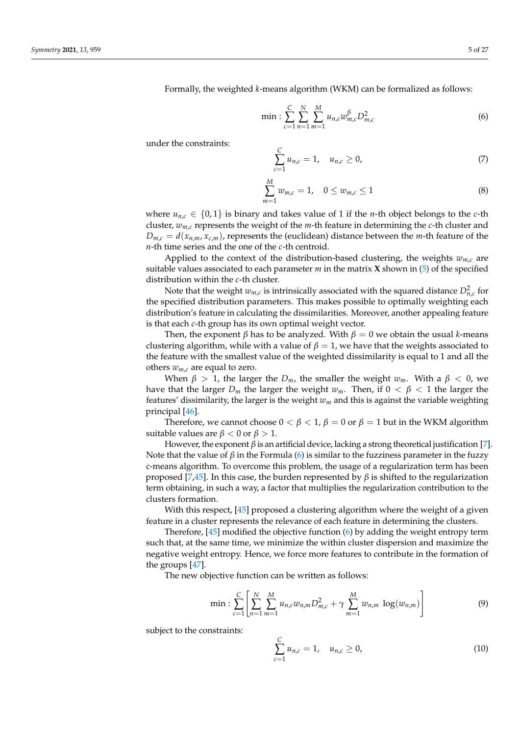Formally, the weighted $k$-means algorithm (WKM) can be formalized as follows:

$$\min : \sum_{c=1}^{C} \sum_{n=1}^{N} \sum_{m=1}^{M} u_{n,c} w_{m,c}^{\beta} D_{m,c}^{2} \tag{6}$$

under the constraints:

$$\sum_{c=1}^{C} u_{n,c} = 1, \quad u_{n,c} \geq 0, \tag{7}$$

$$\sum_{m=1}^{M} w_{m,c} = 1, \quad 0 \leq w_{m,c} \leq 1 \tag{8}$$

where $u_{n,c} \in \{0, 1\}$ is binary and takes value of 1 if the $n$-th object belongs to the $c$-th cluster, $w_{m,c}$ represents the weight of the $m$-th feature in determining the $c$-th cluster and $D_{m,c} = d(x_{n,m}, x_{c,m})$, represents the (euclidean) distance between the $m$-th feature of the $n$-th time series and the one of the $c$-th centroid.

Applied to the context of the distribution-based clustering, the weights $w_{m,c}$ are suitable values associated to each parameter $m$ in the matrix $\mathbf{X}$ shown in (5) of the specified distribution within the $c$-th cluster.

Note that the weight $w_{m,c}$ is intrinsically associated with the squared distance $D_{n,c}^2$ for the specified distribution parameters. This makes possible to optimally weighting each distribution's feature in calculating the dissimilarities. Moreover, another appealing feature is that each $c$-th group has its own optimal weight vector.

Then, the exponent $\beta$ has to be analyzed. With $\beta = 0$ we obtain the usual $k$-means clustering algorithm, while with a value of $\beta = 1$, we have that the weights associated to the feature with the smallest value of the weighted dissimilarity is equal to 1 and all the others $w_{m,c}$ are equal to zero.

When $\beta > 1$, the larger the $D_m$, the smaller the weight $w_m$. With a $\beta < 0$, we have that the larger $D_m$ the larger the weight $w_m$. Then, if $0 < \beta < 1$ the larger the features' dissimilarity, the larger is the weight $w_m$ and this is against the variable weighting principal [46].

Therefore, we cannot choose $0 < \beta < 1$, $\beta = 0$ or $\beta = 1$ but in the WKM algorithm suitable values are $\beta < 0$ or $\beta > 1$.

However, the exponent $\beta$ is an artificial device, lacking a strong theoretical justification [7]. Note that the value of $\beta$ in the Formula (6) is similar to the fuzziness parameter in the fuzzy c-means algorithm. To overcome this problem, the usage of a regularization term has been proposed [7,45]. In this case, the burden represented by $\beta$ is shifted to the regularization term obtaining, in such a way, a factor that multiplies the regularization contribution to the clusters formation.

With this respect, [45] proposed a clustering algorithm where the weight of a given feature in a cluster represents the relevance of each feature in determining the clusters.

Therefore, [45] modified the objective function (6) by adding the weight entropy term such that, at the same time, we minimize the within cluster dispersion and maximize the negative weight entropy. Hence, we force more features to contribute in the formation of the groups [47].

The new objective function can be written as follows:

$$\min : \sum_{c=1}^{C} \left[ \sum_{n=1}^{N} \sum_{m=1}^{M} u_{n,c} w_{n,m} D_{m,c}^{2} + \gamma \sum_{m=1}^{M} w_{n,m} \log(w_{n,m}) \right] \tag{9}$$

subject to the constraints:

$$\sum_{c=1}^{C} u_{n,c} = 1, \quad u_{n,c} \geq 0, \tag{10}$$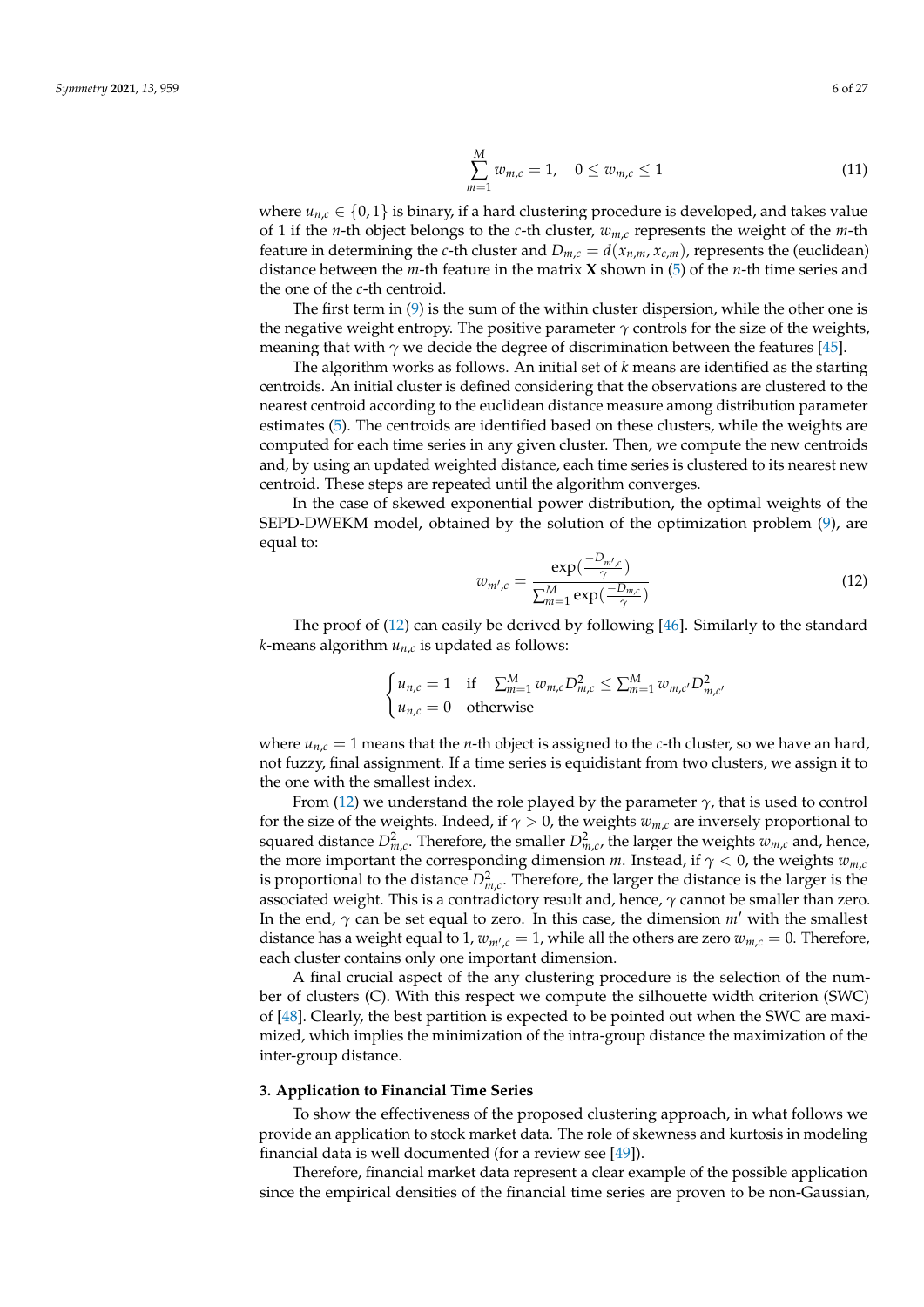$$\sum_{m=1}^{M} w_{m,c} = 1, \quad 0 \le w_{m,c} \le 1 \tag{11}$$

where $u_{n,c} \in \{0, 1\}$ is binary, if a hard clustering procedure is developed, and takes value of 1 if the $n$-th object belongs to the $c$-th cluster, $w_{m,c}$ represents the weight of the $m$-th feature in determining the $c$-th cluster and $D_{m,c} = d(x_{n,m}, x_{c,m})$, represents the (euclidean) distance between the $m$-th feature in the matrix $\mathbf{X}$ shown in (5) of the $n$-th time series and the one of the $c$-th centroid.

The first term in (9) is the sum of the within cluster dispersion, while the other one is the negative weight entropy. The positive parameter $\gamma$ controls for the size of the weights, meaning that with $\gamma$ we decide the degree of discrimination between the features [45].

The algorithm works as follows. An initial set of $k$ means are identified as the starting centroids. An initial cluster is defined considering that the observations are clustered to the nearest centroid according to the euclidean distance measure among distribution parameter estimates (5). The centroids are identified based on these clusters, while the weights are computed for each time series in any given cluster. Then, we compute the new centroids and, by using an updated weighted distance, each time series is clustered to its nearest new centroid. These steps are repeated until the algorithm converges.

In the case of skewed exponential power distribution, the optimal weights of the SEPD-DWEKM model, obtained by the solution of the optimization problem (9), are equal to:

$$w_{m',c} = \frac{\exp(\frac{-D_{m',c}}{\gamma})}{\sum_{m=1}^{M} \exp(\frac{-D_{m,c}}{\gamma})} \tag{12}$$

The proof of (12) can easily be derived by following [46]. Similarly to the standard $k$-means algorithm $u_{n,c}$ is updated as follows:

$$\begin{cases} u_{n,c} = 1 & \text{if} \quad \sum_{m=1}^{M} w_{m,c} D^2_{m,c} \le \sum_{m=1}^{M} w_{m,c'} D^2_{m,c'} \\ u_{n,c} = 0 & \text{otherwise} \end{cases}$$

where $u_{n,c} = 1$ means that the $n$-th object is assigned to the $c$-th cluster, so we have an hard, not fuzzy, final assignment. If a time series is equidistant from two clusters, we assign it to the one with the smallest index.

From (12) we understand the role played by the parameter $\gamma$, that is used to control for the size of the weights. Indeed, if $\gamma > 0$, the weights $w_{m,c}$ are inversely proportional to squared distance $D^2_{m,c}$. Therefore, the smaller $D^2_{m,c}$, the larger the weights $w_{m,c}$ and, hence, the more important the corresponding dimension $m$. Instead, if $\gamma < 0$, the weights $w_{m,c}$ is proportional to the distance $D^2_{m,c}$. Therefore, the larger the distance is the larger is the associated weight. This is a contradictory result and, hence, $\gamma$ cannot be smaller than zero. In the end, $\gamma$ can be set equal to zero. In this case, the dimension $m'$ with the smallest distance has a weight equal to 1, $w_{m',c} = 1$, while all the others are zero $w_{m,c} = 0$. Therefore, each cluster contains only one important dimension.

A final crucial aspect of the any clustering procedure is the selection of the number of clusters (C). With this respect we compute the silhouette width criterion (SWC) of [48]. Clearly, the best partition is expected to be pointed out when the SWC are maximized, which implies the minimization of the intra-group distance the maximization of the inter-group distance.

## 3. Application to Financial Time Series

To show the effectiveness of the proposed clustering approach, in what follows we provide an application to stock market data. The role of skewness and kurtosis in modeling financial data is well documented (for a review see [49]).

Therefore, financial market data represent a clear example of the possible application since the empirical densities of the financial time series are proven to be non-Gaussian,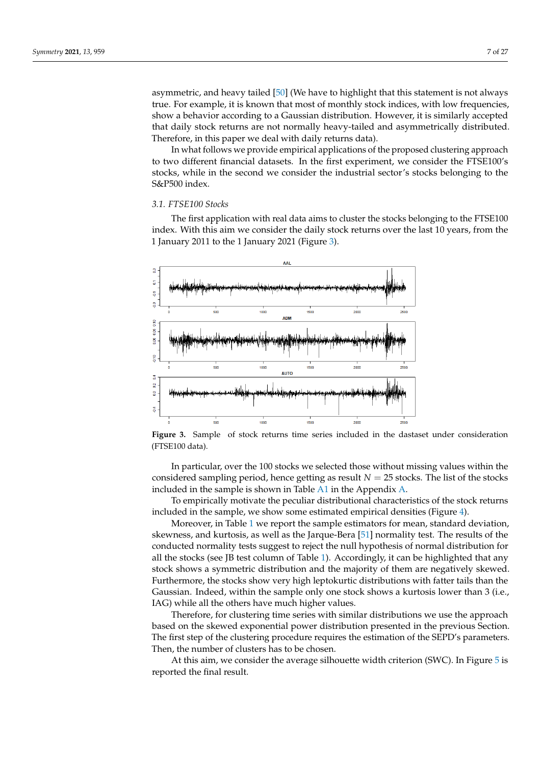asymmetric, and heavy tailed [50] (We have to highlight that this statement is not always true. For example, it is known that most of monthly stock indices, with low frequencies, show a behavior according to a Gaussian distribution. However, it is similarly accepted that daily stock returns are not normally heavy-tailed and asymmetrically distributed. Therefore, in this paper we deal with daily returns data).

In what follows we provide empirical applications of the proposed clustering approach to two different financial datasets. In the first experiment, we consider the FTSE100's stocks, while in the second we consider the industrial sector's stocks belonging to the S&P500 index.

### *3.1. FTSE100 Stocks*

The first application with real data aims to cluster the stocks belonging to the FTSE100 index. With this aim we consider the daily stock returns over the last 10 years, from the 1 January 2011 to the 1 January 2021 (Figure 3).

**Figure 3.** Sample of stock returns time series included in the dastaset under consideration (FTSE100 data).

In particular, over the 100 stocks we selected those without missing values within the considered sampling period, hence getting as result $N = 25$ stocks. The list of the stocks included in the sample is shown in Table A1 in the Appendix A.

To empirically motivate the peculiar distributional characteristics of the stock returns included in the sample, we show some estimated empirical densities (Figure 4).

Moreover, in Table 1 we report the sample estimators for mean, standard deviation, skewness, and kurtosis, as well as the Jarque-Bera [51] normality test. The results of the conducted normality tests suggest to reject the null hypothesis of normal distribution for all the stocks (see JB test column of Table 1). Accordingly, it can be highlighted that any stock shows a symmetric distribution and the majority of them are negatively skewed. Furthermore, the stocks show very high leptokurtic distributions with fatter tails than the Gaussian. Indeed, within the sample only one stock shows a kurtosis lower than 3 (i.e., IAG) while all the others have much higher values.

Therefore, for clustering time series with similar distributions we use the approach based on the skewed exponential power distribution presented in the previous Section. The first step of the clustering procedure requires the estimation of the SEPD's parameters. Then, the number of clusters has to be chosen.

At this aim, we consider the average silhouette width criterion (SWC). In Figure 5 is reported the final result.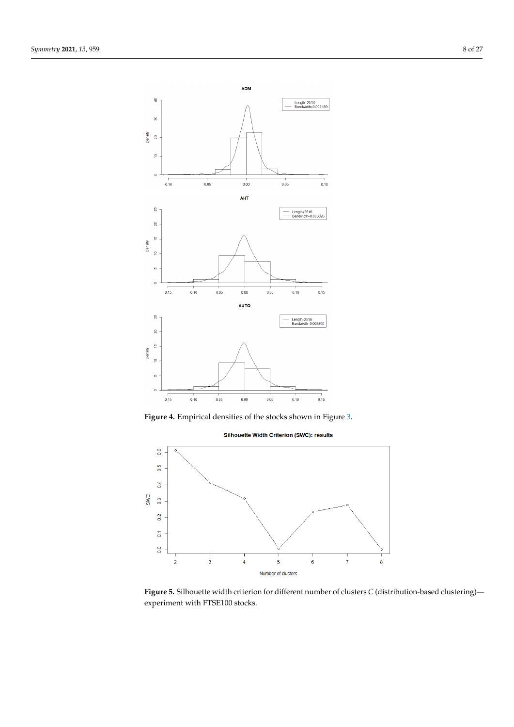**Figure 4.** Empirical densities of the stocks shown in Figure 3.

**Figure 5.** Silhouette width criterion for different number of clusters C (distribution-based clustering)—experiment with FTSE100 stocks.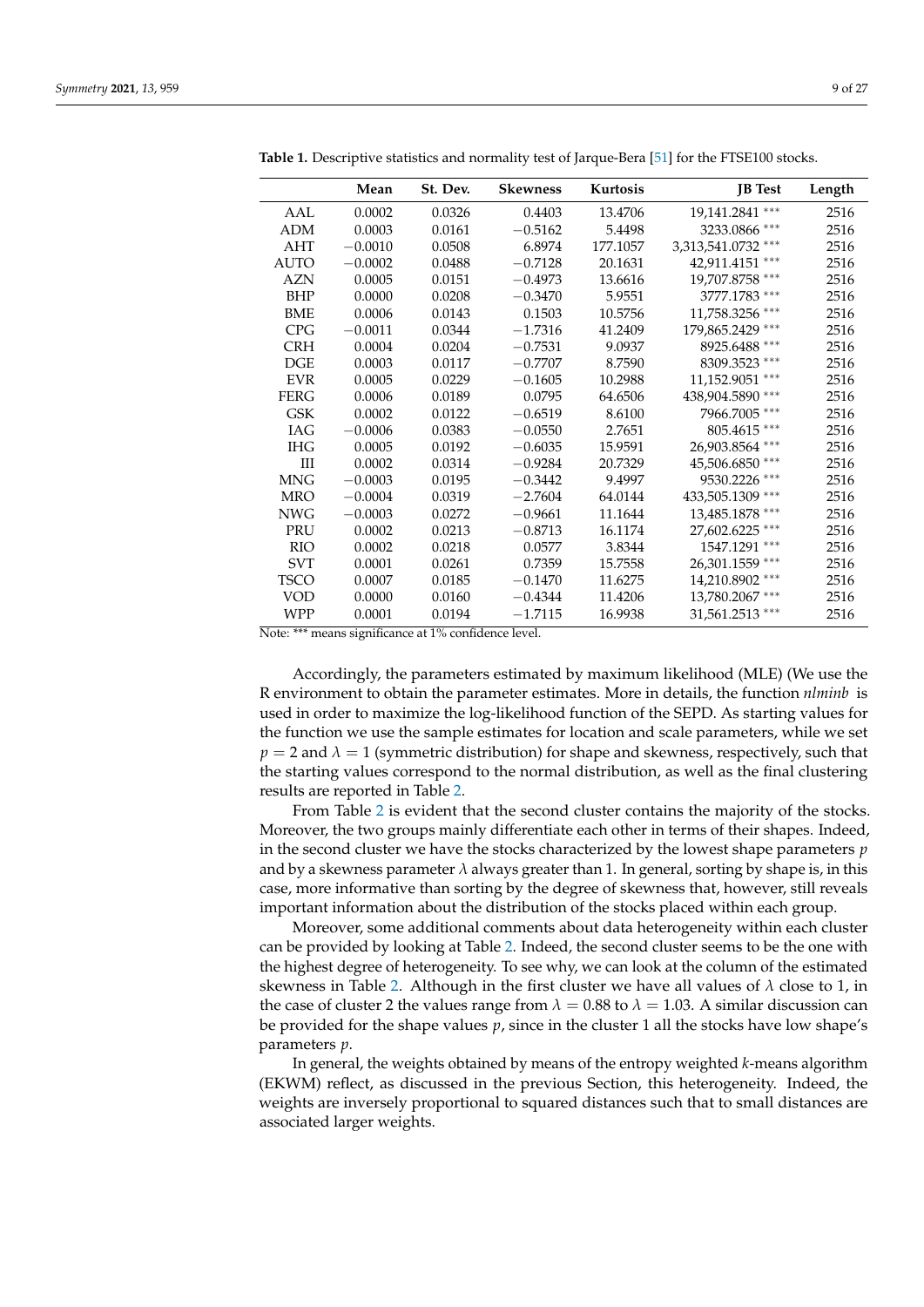**Table 1.** Descriptive statistics and normality test of Jarque-Bera [51] for the FTSE100 stocks.

| | Mean | St. Dev. | Skewness | Kurtosis | JB Test | Length |
|---|---|---|---|---|---|---|
| AAL | 0.0002 | 0.0326 | 0.4403 | 13.4706 | 19,141.2841 *** | 2516 |
| ADM | 0.0003 | 0.0161 | −0.5162 | 5.4498 | 3233.0866 *** | 2516 |
| AHT | −0.0010 | 0.0508 | 6.8974 | 177.1057 | 3,313,541.0732 *** | 2516 |
| AUTO | −0.0002 | 0.0488 | −0.7128 | 20.1631 | 42,911.4151 *** | 2516 |
| AZN | 0.0005 | 0.0151 | −0.4973 | 13.6616 | 19,707.8758 *** | 2516 |
| BHP | 0.0000 | 0.0208 | −0.3470 | 5.9551 | 3777.1783 *** | 2516 |
| BME | 0.0006 | 0.0143 | 0.1503 | 10.5756 | 11,758.3256 *** | 2516 |
| CPG | −0.0011 | 0.0344 | −1.7316 | 41.2409 | 179,865.2429 *** | 2516 |
| CRH | 0.0004 | 0.0204 | −0.7531 | 9.0937 | 8925.6488 *** | 2516 |
| DGE | 0.0003 | 0.0117 | −0.7707 | 8.7590 | 8309.3523 *** | 2516 |
| EVR | 0.0005 | 0.0229 | −0.1605 | 10.2988 | 11,152.9051 *** | 2516 |
| FERG | 0.0006 | 0.0189 | 0.0795 | 64.6506 | 438,904.5890 *** | 2516 |
| GSK | 0.0002 | 0.0122 | −0.6519 | 8.6100 | 7966.7005 *** | 2516 |
| IAG | −0.0006 | 0.0383 | −0.0550 | 2.7651 | 805.4615 *** | 2516 |
| IHG | 0.0005 | 0.0192 | −0.6035 | 15.9591 | 26,903.8564 *** | 2516 |
| III | 0.0002 | 0.0314 | −0.9284 | 20.7329 | 45,506.6850 *** | 2516 |
| MNG | −0.0003 | 0.0195 | −0.3442 | 9.4997 | 9530.2226 *** | 2516 |
| MRO | −0.0004 | 0.0319 | −2.7604 | 64.0144 | 433,505.1309 *** | 2516 |
| NWG | −0.0003 | 0.0272 | −0.9661 | 11.1644 | 13,485.1878 *** | 2516 |
| PRU | 0.0002 | 0.0213 | −0.8713 | 16.1174 | 27,602.6225 *** | 2516 |
| RIO | 0.0002 | 0.0218 | 0.0577 | 3.8344 | 1547.1291 *** | 2516 |
| SVT | 0.0001 | 0.0261 | 0.7359 | 15.7558 | 26,301.1559 *** | 2516 |
| TSCO | 0.0007 | 0.0185 | −0.1470 | 11.6275 | 14,210.8902 *** | 2516 |
| VOD | 0.0000 | 0.0160 | −0.4344 | 11.4206 | 13,780.2067 *** | 2516 |
| WPP | 0.0001 | 0.0194 | −1.7115 | 16.9938 | 31,561.2513 *** | 2516 |

Note: *** means significance at 1% confidence level.

Accordingly, the parameters estimated by maximum likelihood (MLE) (We use the R environment to obtain the parameter estimates. More in details, the function *nlminb* is used in order to maximize the log-likelihood function of the SEPD. As starting values for the function we use the sample estimates for location and scale parameters, while we set $p = 2$ and $\lambda = 1$ (symmetric distribution) for shape and skewness, respectively, such that the starting values correspond to the normal distribution, as well as the final clustering results are reported in Table 2.

From Table 2 is evident that the second cluster contains the majority of the stocks. Moreover, the two groups mainly differentiate each other in terms of their shapes. Indeed, in the second cluster we have the stocks characterized by the lowest shape parameters $p$ and by a skewness parameter $\lambda$ always greater than 1. In general, sorting by shape is, in this case, more informative than sorting by the degree of skewness that, however, still reveals important information about the distribution of the stocks placed within each group.

Moreover, some additional comments about data heterogeneity within each cluster can be provided by looking at Table 2. Indeed, the second cluster seems to be the one with the highest degree of heterogeneity. To see why, we can look at the column of the estimated skewness in Table 2. Although in the first cluster we have all values of $\lambda$ close to 1, in the case of cluster 2 the values range from $\lambda = 0.88$ to $\lambda = 1.03$. A similar discussion can be provided for the shape values $p$, since in the cluster 1 all the stocks have low shape's parameters $p$.

In general, the weights obtained by means of the entropy weighted $k$-means algorithm (EKWM) reflect, as discussed in the previous Section, this heterogeneity. Indeed, the weights are inversely proportional to squared distances such that to small distances are associated larger weights.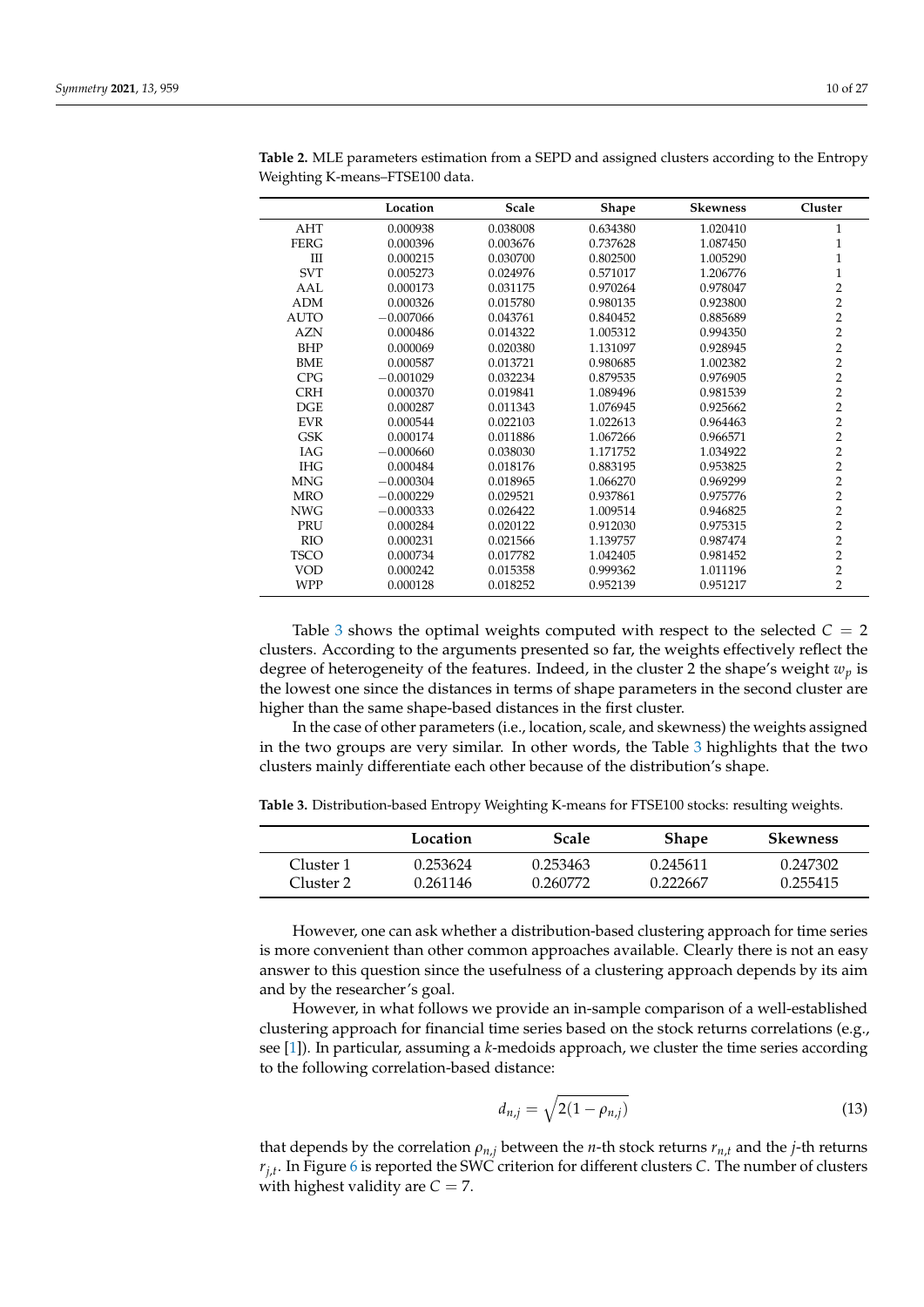**Table 2.** MLE parameters estimation from a SEPD and assigned clusters according to the Entropy Weighting K-means–FTSE100 data.

| | Location | Scale | Shape | Skewness | Cluster |
|---|---|---|---|---|---|
| AHT | 0.000938 | 0.038008 | 0.634380 | 1.020410 | 1 |
| FERG | 0.000396 | 0.003676 | 0.737628 | 1.087450 | 1 |
| III | 0.000215 | 0.030700 | 0.802500 | 1.005290 | 1 |
| SVT | 0.005273 | 0.024976 | 0.571017 | 1.206776 | 1 |
| AAL | 0.000173 | 0.031175 | 0.970264 | 0.978047 | 2 |
| ADM | 0.000326 | 0.015780 | 0.980135 | 0.923800 | 2 |
| AUTO | −0.007066 | 0.043761 | 0.840452 | 0.885689 | 2 |
| AZN | 0.000486 | 0.014322 | 1.005312 | 0.994350 | 2 |
| BHP | 0.000069 | 0.020380 | 1.131097 | 0.928945 | 2 |
| BME | 0.000587 | 0.013721 | 0.980685 | 1.002382 | 2 |
| CPG | −0.001029 | 0.032234 | 0.879535 | 0.976905 | 2 |
| CRH | 0.000370 | 0.019841 | 1.089496 | 0.981539 | 2 |
| DGE | 0.000287 | 0.011343 | 1.076945 | 0.925662 | 2 |
| EVR | 0.000544 | 0.022103 | 1.022613 | 0.964463 | 2 |
| GSK | 0.000174 | 0.011886 | 1.067266 | 0.966571 | 2 |
| IAG | −0.000660 | 0.038030 | 1.171752 | 1.034922 | 2 |
| IHG | 0.000484 | 0.018176 | 0.883195 | 0.953825 | 2 |
| MNG | −0.000304 | 0.018965 | 1.066270 | 0.969299 | 2 |
| MRO | −0.000229 | 0.029521 | 0.937861 | 0.975776 | 2 |
| NWG | −0.000333 | 0.026422 | 1.009514 | 0.946825 | 2 |
| PRU | 0.000284 | 0.020122 | 0.912030 | 0.975315 | 2 |
| RIO | 0.000231 | 0.021566 | 1.139757 | 0.987474 | 2 |
| TSCO | 0.000734 | 0.017782 | 1.042405 | 0.981452 | 2 |
| VOD | 0.000242 | 0.015358 | 0.999362 | 1.011196 | 2 |
| WPP | 0.000128 | 0.018252 | 0.952139 | 0.951217 | 2 |

Table 3 shows the optimal weights computed with respect to the selected $C = 2$ clusters. According to the arguments presented so far, the weights effectively reflect the degree of heterogeneity of the features. Indeed, in the cluster 2 the shape's weight $w_p$ is the lowest one since the distances in terms of shape parameters in the second cluster are higher than the same shape-based distances in the first cluster.

In the case of other parameters (i.e., location, scale, and skewness) the weights assigned in the two groups are very similar. In other words, the Table 3 highlights that the two clusters mainly differentiate each other because of the distribution's shape.

**Table 3.** Distribution-based Entropy Weighting K-means for FTSE100 stocks: resulting weights.

| | Location | Scale | Shape | Skewness |
|---|---|---|---|---|
| Cluster 1 | 0.253624 | 0.253463 | 0.245611 | 0.247302 |
| Cluster 2 | 0.261146 | 0.260772 | 0.222667 | 0.255415 |

However, one can ask whether a distribution-based clustering approach for time series is more convenient than other common approaches available. Clearly there is not an easy answer to this question since the usefulness of a clustering approach depends by its aim and by the researcher's goal.

However, in what follows we provide an in-sample comparison of a well-established clustering approach for financial time series based on the stock returns correlations (e.g., see [1]). In particular, assuming a *k*-medoids approach, we cluster the time series according to the following correlation-based distance:

$$d_{n,j} = \sqrt{2(1 - \rho_{n,j})} \tag{13}$$

that depends by the correlation $\rho_{n,j}$ between the $n$-th stock returns $r_{n,t}$ and the $j$-th returns $r_{j,t}$. In Figure 6 is reported the SWC criterion for different clusters $C$. The number of clusters with highest validity are $C = 7$.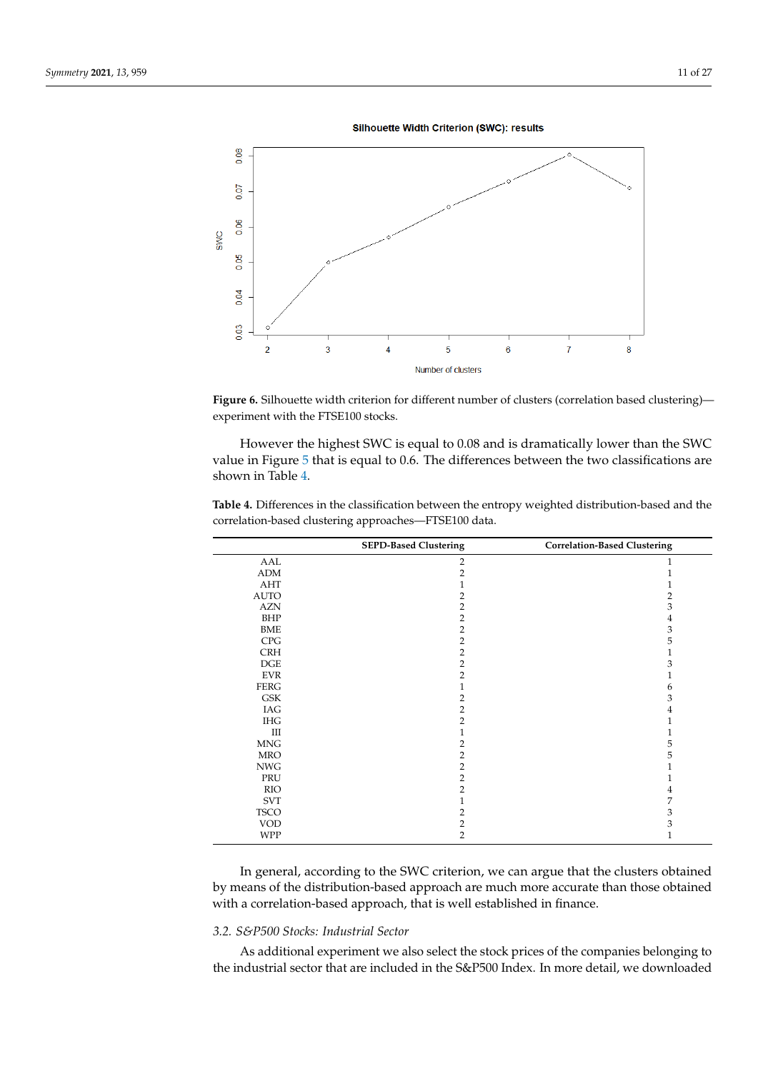Figure 6. Silhouette width criterion for different number of clusters (correlation based clustering)—experiment with the FTSE100 stocks.

However the highest SWC is equal to 0.08 and is dramatically lower than the SWC value in Figure 5 that is equal to 0.6. The differences between the two classifications are shown in Table 4.

**Table 4.** Differences in the classification between the entropy weighted distribution-based and the correlation-based clustering approaches—FTSE100 data.

| | SEPD-Based Clustering | Correlation-Based Clustering |
|---|---|---|
| AAL | 2 | 1 |
| ADM | 2 | 1 |
| AHT | 1 | 1 |
| AUTO | 2 | 2 |
| AZN | 2 | 3 |
| BHP | 2 | 4 |
| BME | 2 | 3 |
| CPG | 2 | 5 |
| CRH | 2 | 1 |
| DGE | 2 | 3 |
| EVR | 2 | 1 |
| FERG | 1 | 6 |
| GSK | 2 | 3 |
| IAG | 2 | 4 |
| IHG | 2 | 1 |
| III | 1 | 1 |
| MNG | 2 | 5 |
| MRO | 2 | 5 |
| NWG | 2 | 1 |
| PRU | 2 | 1 |
| RIO | 2 | 4 |
| SVT | 1 | 7 |
| TSCO | 2 | 3 |
| VOD | 2 | 3 |
| WPP | 2 | 1 |

In general, according to the SWC criterion, we can argue that the clusters obtained by means of the distribution-based approach are much more accurate than those obtained with a correlation-based approach, that is well established in finance.

### 3.2. S&P500 Stocks: Industrial Sector

As additional experiment we also select the stock prices of the companies belonging to the industrial sector that are included in the S&P500 Index. In more detail, we downloaded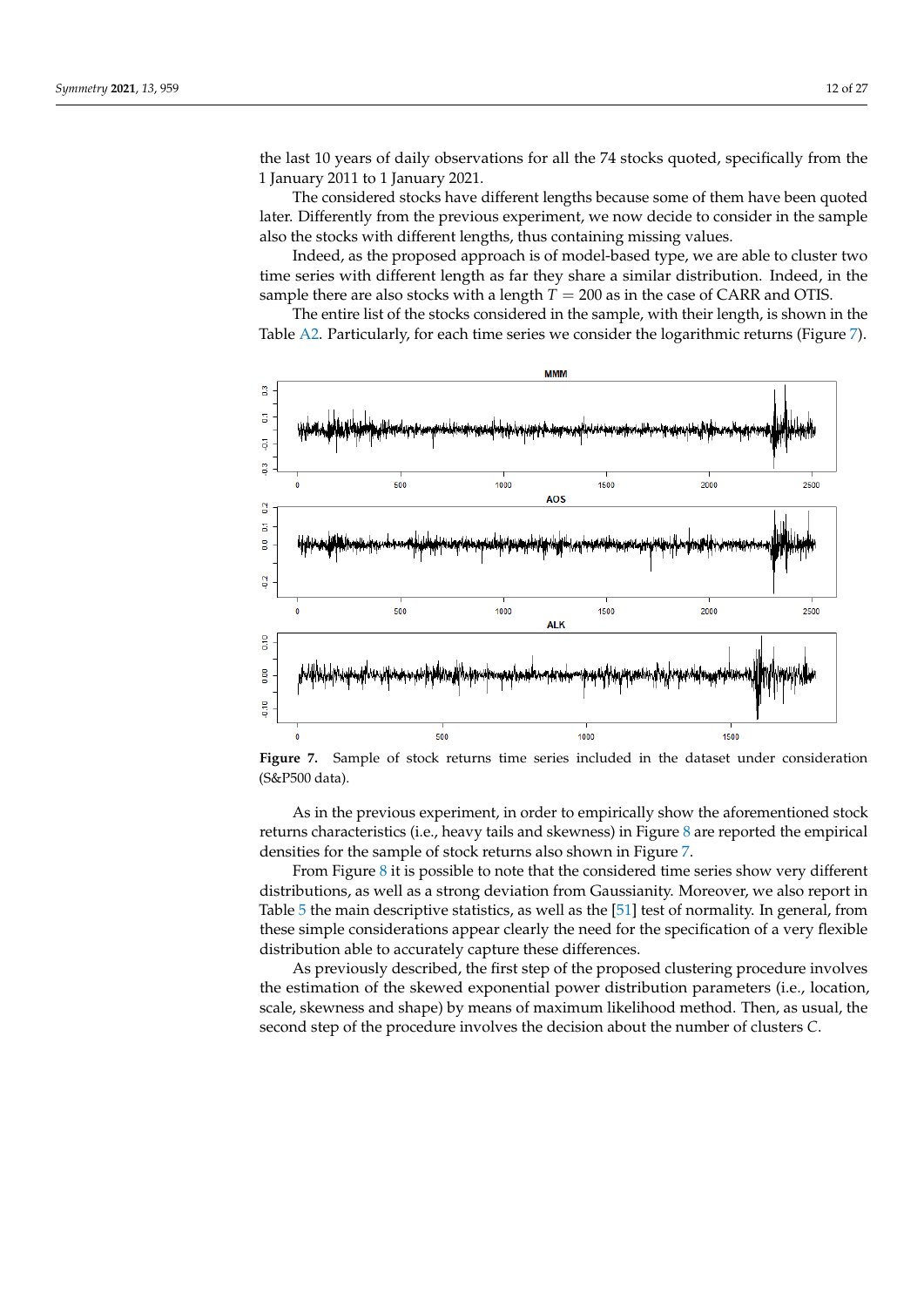the last 10 years of daily observations for all the 74 stocks quoted, specifically from the 1 January 2011 to 1 January 2021.

The considered stocks have different lengths because some of them have been quoted later. Differently from the previous experiment, we now decide to consider in the sample also the stocks with different lengths, thus containing missing values.

Indeed, as the proposed approach is of model-based type, we are able to cluster two time series with different length as far they share a similar distribution. Indeed, in the sample there are also stocks with a length $T = 200$ as in the case of CARR and OTIS.

The entire list of the stocks considered in the sample, with their length, is shown in the Table A2. Particularly, for each time series we consider the logarithmic returns (Figure 7).

**Figure 7.** Sample of stock returns time series included in the dataset under consideration (S&P500 data).

As in the previous experiment, in order to empirically show the aforementioned stock returns characteristics (i.e., heavy tails and skewness) in Figure 8 are reported the empirical densities for the sample of stock returns also shown in Figure 7.

From Figure 8 it is possible to note that the considered time series show very different distributions, as well as a strong deviation from Gaussianity. Moreover, we also report in Table 5 the main descriptive statistics, as well as the [51] test of normality. In general, from these simple considerations appear clearly the need for the specification of a very flexible distribution able to accurately capture these differences.

As previously described, the first step of the proposed clustering procedure involves the estimation of the skewed exponential power distribution parameters (i.e., location, scale, skewness and shape) by means of maximum likelihood method. Then, as usual, the second step of the procedure involves the decision about the number of clusters $C$.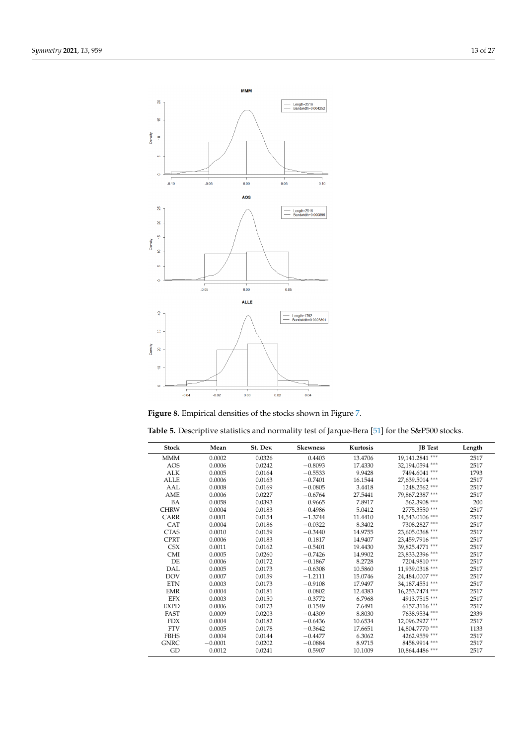**Figure 8.** Empirical densities of the stocks shown in Figure 7.

**Table 5.** Descriptive statistics and normality test of Jarque-Bera [51] for the S&P500 stocks.

| Stock | Mean | St. Dev. | Skewness | Kurtosis | JB Test | Length |
|---|---|---|---|---|---|---|
| MMM | 0.0002 | 0.0326 | 0.4403 | 13.4706 | 19,141.2841 *** | 2517 |
| AOS | 0.0006 | 0.0242 | −0.8093 | 17.4330 | 32,194.0594 *** | 2517 |
| ALK | 0.0005 | 0.0164 | −0.5533 | 9.9428 | 7494.6041 *** | 1793 |
| ALLE | 0.0006 | 0.0163 | −0.7401 | 16.1544 | 27,639.5014 *** | 2517 |
| AAL | 0.0008 | 0.0169 | −0.0805 | 3.4418 | 1248.2562 *** | 2517 |
| AME | 0.0006 | 0.0227 | −0.6764 | 27.5441 | 79,867.2387 *** | 2517 |
| BA | 0.0058 | 0.0393 | 0.9665 | 7.8917 | 562.3908 *** | 200 |
| CHRW | 0.0004 | 0.0183 | −0.4986 | 5.0412 | 2775.3550 *** | 2517 |
| CARR | 0.0001 | 0.0154 | −1.3744 | 11.4410 | 14,543.0106 *** | 2517 |
| CAT | 0.0004 | 0.0186 | −0.0322 | 8.3402 | 7308.2827 *** | 2517 |
| CTAS | 0.0010 | 0.0159 | −0.3440 | 14.9755 | 23,605.0368 *** | 2517 |
| CPRT | 0.0006 | 0.0183 | 0.1817 | 14.9407 | 23,459.7916 *** | 2517 |
| CSX | 0.0011 | 0.0162 | −0.5401 | 19.4430 | 39,825.4771 *** | 2517 |
| CMI | 0.0005 | 0.0260 | −0.7426 | 14.9902 | 23,833.2396 *** | 2517 |
| DE | 0.0006 | 0.0172 | −0.1867 | 8.2728 | 7204.9810 *** | 2517 |
| DAL | 0.0005 | 0.0173 | −0.6308 | 10.5860 | 11,939.0318 *** | 2517 |
| DOV | 0.0007 | 0.0159 | −1.2111 | 15.0746 | 24,484.0007 *** | 2517 |
| ETN | 0.0003 | 0.0173 | −0.9108 | 17.9497 | 34,187.4551 *** | 2517 |
| EMR | 0.0004 | 0.0181 | 0.0802 | 12.4383 | 16,253.7474 *** | 2517 |
| EFX | 0.0003 | 0.0150 | −0.3772 | 6.7968 | 4913.7515 *** | 2517 |
| EXPD | 0.0006 | 0.0173 | 0.1549 | 7.6491 | 6157.3116 *** | 2517 |
| FAST | 0.0009 | 0.0203 | −0.4309 | 8.8030 | 7638.9534 *** | 2339 |
| FDX | 0.0004 | 0.0182 | −0.6436 | 10.6534 | 12,096.2927 *** | 2517 |
| FTV | 0.0005 | 0.0178 | −0.3642 | 17.6651 | 14,804.7770 *** | 1133 |
| FBHS | 0.0004 | 0.0144 | −0.4477 | 6.3062 | 4262.9559 *** | 2517 |
| GNRC | −0.0001 | 0.0202 | −0.0884 | 8.9715 | 8458.9914 *** | 2517 |
| GD | 0.0012 | 0.0241 | 0.5907 | 10.1009 | 10,864.4486 *** | 2517 |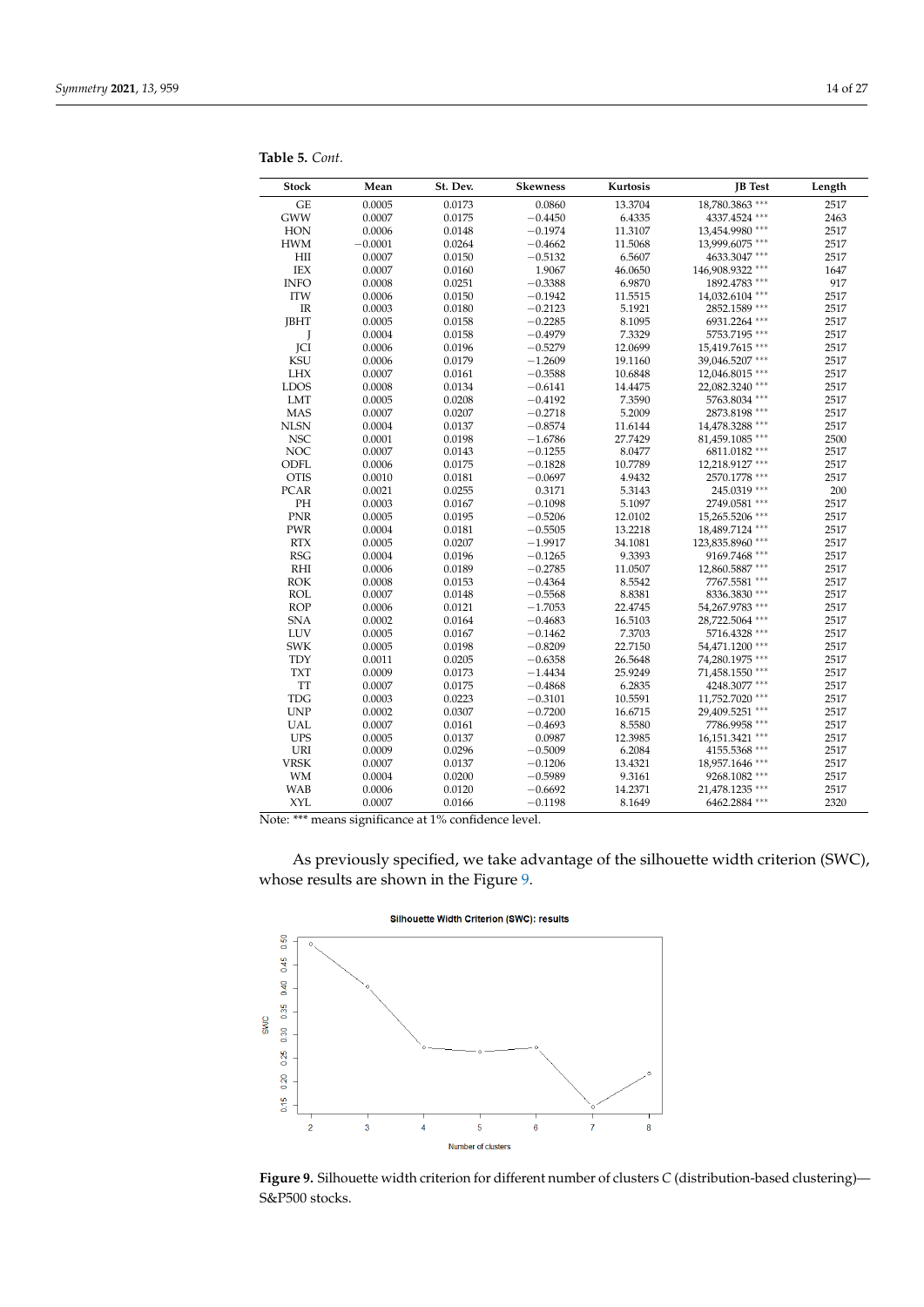**Table 5.** *Cont.*

| Stock | Mean | St. Dev. | Skewness | Kurtosis | JB Test | Length |
|---|---|---|---|---|---|---|
| GE | 0.0005 | 0.0173 | 0.0860 | 13.3704 | 18,780.3863 *** | 2517 |
| GWW | 0.0007 | 0.0175 | −0.4450 | 6.4335 | 4337.4524 *** | 2463 |
| HON | 0.0006 | 0.0148 | −0.1974 | 11.3107 | 13,454.9980 *** | 2517 |
| HWM | −0.0001 | 0.0264 | −0.4662 | 11.5068 | 13,999.6075 *** | 2517 |
| HII | 0.0007 | 0.0150 | −0.5132 | 6.5607 | 4633.3047 *** | 2517 |
| IEX | 0.0007 | 0.0160 | 1.9067 | 46.0650 | 146,908.9322 *** | 1647 |
| INFO | 0.0008 | 0.0251 | −0.3388 | 6.9870 | 1892.4783 *** | 917 |
| ITW | 0.0006 | 0.0150 | −0.1942 | 11.5515 | 14,032.6104 *** | 2517 |
| IR | 0.0003 | 0.0180 | −0.2123 | 5.1921 | 2852.1589 *** | 2517 |
| JBHT | 0.0005 | 0.0158 | −0.2285 | 8.1095 | 6931.2264 *** | 2517 |
| J | 0.0004 | 0.0158 | −0.4979 | 7.3329 | 5753.7195 *** | 2517 |
| JCI | 0.0006 | 0.0196 | −0.5279 | 12.0699 | 15,419.7615 *** | 2517 |
| KSU | 0.0006 | 0.0179 | −1.2609 | 19.1160 | 39,046.5207 *** | 2517 |
| LHX | 0.0007 | 0.0161 | −0.3588 | 10.6848 | 12,046.8015 *** | 2517 |
| LDOS | 0.0008 | 0.0134 | −0.6141 | 14.4475 | 22,082.3240 *** | 2517 |
| LMT | 0.0005 | 0.0208 | −0.4192 | 7.3590 | 5763.8034 *** | 2517 |
| MAS | 0.0007 | 0.0207 | −0.2718 | 5.2009 | 2873.8198 *** | 2517 |
| NLSN | 0.0004 | 0.0137 | −0.8574 | 11.6144 | 14,478.3288 *** | 2517 |
| NSC | 0.0001 | 0.0198 | −1.6786 | 27.7429 | 81,459.1085 *** | 2500 |
| NOC | 0.0007 | 0.0143 | −0.1255 | 8.0477 | 6811.0182 *** | 2517 |
| ODFL | 0.0006 | 0.0175 | −0.1828 | 10.7789 | 12,218.9127 *** | 2517 |
| OTIS | 0.0010 | 0.0181 | −0.0697 | 4.9432 | 2570.1778 *** | 2517 |
| PCAR | 0.0021 | 0.0255 | 0.3171 | 5.3143 | 245.0319 *** | 200 |
| PH | 0.0003 | 0.0167 | −0.1098 | 5.1097 | 2749.0581 *** | 2517 |
| PNR | 0.0005 | 0.0195 | −0.5206 | 12.0102 | 15,265.5206 *** | 2517 |
| PWR | 0.0004 | 0.0181 | −0.5505 | 13.2218 | 18,489.7124 *** | 2517 |
| RTX | 0.0005 | 0.0207 | −1.9917 | 34.1081 | 123,835.8960 *** | 2517 |
| RSG | 0.0004 | 0.0196 | −0.1265 | 9.3393 | 9169.7468 *** | 2517 |
| RHI | 0.0006 | 0.0189 | −0.2785 | 11.0507 | 12,860.5887 *** | 2517 |
| ROK | 0.0008 | 0.0153 | −0.4364 | 8.5542 | 7767.5581 *** | 2517 |
| ROL | 0.0007 | 0.0148 | −0.5568 | 8.8381 | 8336.3830 *** | 2517 |
| ROP | 0.0006 | 0.0121 | −1.7053 | 22.4745 | 54,267.9783 *** | 2517 |
| SNA | 0.0002 | 0.0164 | −0.4683 | 16.5103 | 28,722.5064 *** | 2517 |
| LUV | 0.0005 | 0.0167 | −0.1462 | 7.3703 | 5716.4328 *** | 2517 |
| SWK | 0.0005 | 0.0198 | −0.8209 | 22.7150 | 54,471.1200 *** | 2517 |
| TDY | 0.0011 | 0.0205 | −0.6358 | 26.5648 | 74,280.1975 *** | 2517 |
| TXT | 0.0009 | 0.0173 | −1.4434 | 25.9249 | 71,458.1550 *** | 2517 |
| TT | 0.0007 | 0.0175 | −0.4868 | 6.2835 | 4248.3077 *** | 2517 |
| TDG | 0.0003 | 0.0223 | −0.3101 | 10.5591 | 11,752.7020 *** | 2517 |
| UNP | 0.0002 | 0.0307 | −0.7200 | 16.6715 | 29,409.5251 *** | 2517 |
| UAL | 0.0007 | 0.0161 | −0.4693 | 8.5580 | 7786.9958 *** | 2517 |
| UPS | 0.0005 | 0.0137 | 0.0987 | 12.3985 | 16,151.3421 *** | 2517 |
| URI | 0.0009 | 0.0296 | −0.5009 | 6.2084 | 4155.5368 *** | 2517 |
| VRSK | 0.0007 | 0.0137 | −0.1206 | 13.4321 | 18,957.1646 *** | 2517 |
| WM | 0.0004 | 0.0200 | −0.5989 | 9.3161 | 9268.1082 *** | 2517 |
| WAB | 0.0006 | 0.0120 | −0.6692 | 14.2371 | 21,478.1235 *** | 2517 |
| XYL | 0.0007 | 0.0166 | −0.1198 | 8.1649 | 6462.2884 *** | 2320 |

Note: *** means significance at 1% confidence level.

As previously specified, we take advantage of the silhouette width criterion (SWC), whose results are shown in the Figure 9.

**Figure 9.** Silhouette width criterion for different number of clusters $C$ (distribution-based clustering)—S&P500 stocks.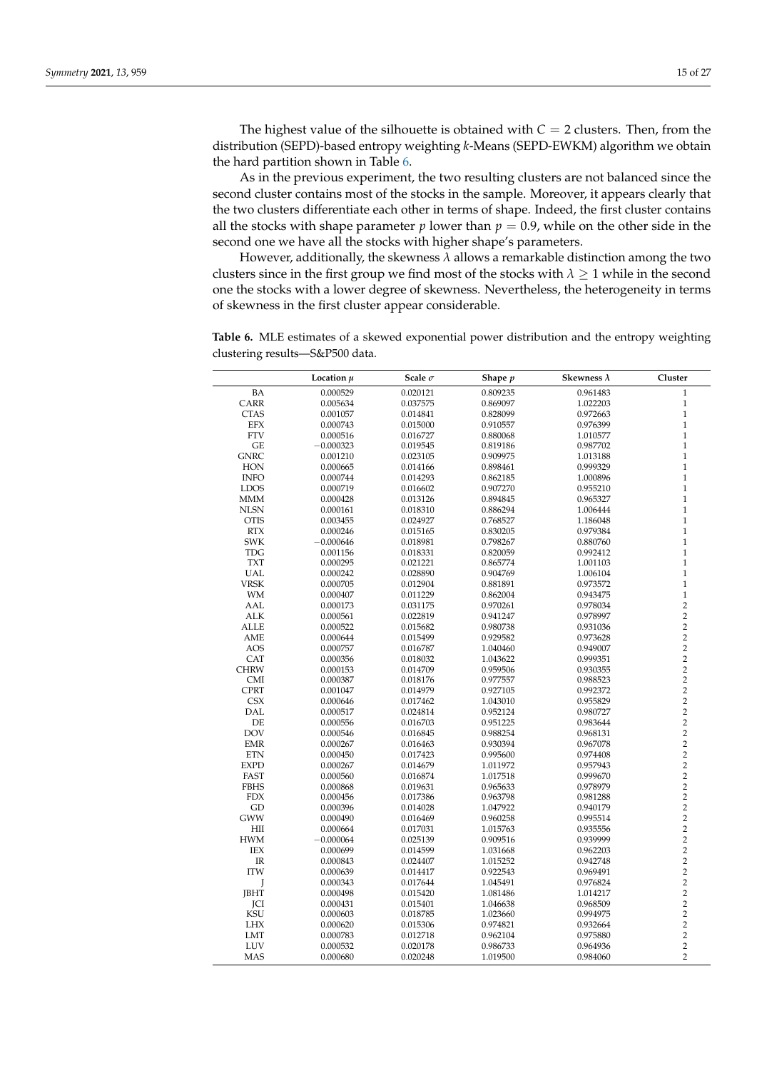The highest value of the silhouette is obtained with $C = 2$ clusters. Then, from the distribution (SEPD)-based entropy weighting *k*-Means (SEPD-EWKM) algorithm we obtain the hard partition shown in Table 6.

As in the previous experiment, the two resulting clusters are not balanced since the second cluster contains most of the stocks in the sample. Moreover, it appears clearly that the two clusters differentiate each other in terms of shape. Indeed, the first cluster contains all the stocks with shape parameter $p$ lower than $p = 0.9$, while on the other side in the second one we have all the stocks with higher shape's parameters.

However, additionally, the skewness $\lambda$ allows a remarkable distinction among the two clusters since in the first group we find most of the stocks with $\lambda \geq 1$ while in the second one the stocks with a lower degree of skewness. Nevertheless, the heterogeneity in terms of skewness in the first cluster appear considerable.

**Table 6.** MLE estimates of a skewed exponential power distribution and the entropy weighting clustering results—S&P500 data.

| | Location $\mu$ | Scale $\sigma$ | Shape $p$ | Skewness $\lambda$ | Cluster |
|---|---|---|---|---|---|
| BA | 0.000529 | 0.020121 | 0.809235 | 0.961483 | 1 |
| CARR | 0.005634 | 0.037575 | 0.869097 | 1.022203 | 1 |
| CTAS | 0.001057 | 0.014841 | 0.828099 | 0.972663 | 1 |
| EFX | 0.000743 | 0.015000 | 0.910557 | 0.976399 | 1 |
| FTV | 0.000516 | 0.016727 | 0.880068 | 1.010577 | 1 |
| GE | −0.000323 | 0.019545 | 0.819186 | 0.987702 | 1 |
| GNRC | 0.001210 | 0.023105 | 0.909975 | 1.013188 | 1 |
| HON | 0.000665 | 0.014166 | 0.898461 | 0.999329 | 1 |
| INFO | 0.000744 | 0.014293 | 0.862185 | 1.000896 | 1 |
| LDOS | 0.000719 | 0.016602 | 0.907270 | 0.955210 | 1 |
| MMM | 0.000428 | 0.013126 | 0.894845 | 0.965327 | 1 |
| NLSN | 0.000161 | 0.018310 | 0.886294 | 1.006444 | 1 |
| OTIS | 0.003455 | 0.024927 | 0.768527 | 1.186048 | 1 |
| RTX | 0.000246 | 0.015165 | 0.830205 | 0.979384 | 1 |
| SWK | −0.000646 | 0.018981 | 0.798267 | 0.880760 | 1 |
| TDG | 0.001156 | 0.018331 | 0.820059 | 0.992412 | 1 |
| TXT | 0.000295 | 0.021221 | 0.865774 | 1.001103 | 1 |
| UAL | 0.000242 | 0.028890 | 0.904769 | 1.006104 | 1 |
| VRSK | 0.000705 | 0.012904 | 0.881891 | 0.973572 | 1 |
| WM | 0.000407 | 0.011229 | 0.862004 | 0.943475 | 1 |
| AAL | 0.000173 | 0.031175 | 0.970261 | 0.978034 | 2 |
| ALK | 0.000561 | 0.022819 | 0.941247 | 0.978997 | 2 |
| ALLE | 0.000522 | 0.015682 | 0.980738 | 0.931036 | 2 |
| AME | 0.000644 | 0.015499 | 0.929582 | 0.973628 | 2 |
| AOS | 0.000757 | 0.016787 | 1.040460 | 0.949007 | 2 |
| CAT | 0.000356 | 0.018032 | 1.043622 | 0.999351 | 2 |
| CHRW | 0.000153 | 0.014709 | 0.959506 | 0.930355 | 2 |
| CMI | 0.000387 | 0.018176 | 0.977557 | 0.988523 | 2 |
| CPRT | 0.001047 | 0.014979 | 0.927105 | 0.992372 | 2 |
| CSX | 0.000646 | 0.017462 | 1.043010 | 0.955829 | 2 |
| DAL | 0.000517 | 0.024814 | 0.952124 | 0.980727 | 2 |
| DE | 0.000556 | 0.016703 | 0.951225 | 0.983644 | 2 |
| DOV | 0.000546 | 0.016845 | 0.988254 | 0.968131 | 2 |
| EMR | 0.000267 | 0.016463 | 0.930394 | 0.967078 | 2 |
| ETN | 0.000450 | 0.017423 | 0.995600 | 0.974408 | 2 |
| EXPD | 0.000267 | 0.014679 | 1.011972 | 0.957943 | 2 |
| FAST | 0.000560 | 0.016874 | 1.017518 | 0.999670 | 2 |
| FBHS | 0.000868 | 0.019631 | 0.965633 | 0.978979 | 2 |
| FDX | 0.000456 | 0.017386 | 0.963798 | 0.981288 | 2 |
| GD | 0.000396 | 0.014028 | 1.047922 | 0.940179 | 2 |
| GWW | 0.000490 | 0.016469 | 0.960258 | 0.995514 | 2 |
| HII | 0.000664 | 0.017031 | 1.015763 | 0.935556 | 2 |
| HWM | −0.000064 | 0.025139 | 0.909516 | 0.939999 | 2 |
| IEX | 0.000699 | 0.014599 | 1.031668 | 0.962203 | 2 |
| IR | 0.000843 | 0.024407 | 1.015252 | 0.942748 | 2 |
| ITW | 0.000639 | 0.014417 | 0.922543 | 0.969491 | 2 |
| J | 0.000343 | 0.017644 | 1.045491 | 0.976824 | 2 |
| JBHT | 0.000498 | 0.015420 | 1.081486 | 1.014217 | 2 |
| JCI | 0.000431 | 0.015401 | 1.046638 | 0.968509 | 2 |
| KSU | 0.000603 | 0.018785 | 1.023660 | 0.994975 | 2 |
| LHX | 0.000620 | 0.015306 | 0.974821 | 0.932664 | 2 |
| LMT | 0.000783 | 0.012718 | 0.962104 | 0.975880 | 2 |
| LUV | 0.000532 | 0.020178 | 0.986733 | 0.964936 | 2 |
| MAS | 0.000680 | 0.020248 | 1.019500 | 0.984060 | 2 |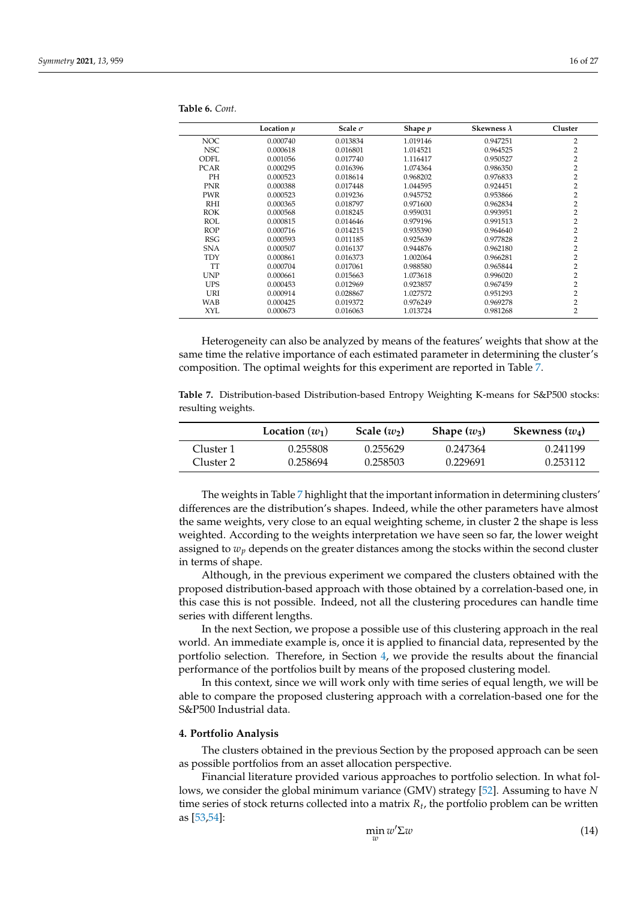**Table 6.** *Cont.*

| | Location $\mu$ | Scale $\sigma$ | Shape $p$ | Skewness $\lambda$ | Cluster |
|---|---|---|---|---|---|
| NOC | 0.000740 | 0.013834 | 1.019146 | 0.947251 | 2 |
| NSC | 0.000618 | 0.016801 | 1.014521 | 0.964525 | 2 |
| ODFL | 0.001056 | 0.017740 | 1.116417 | 0.950527 | 2 |
| PCAR | 0.000295 | 0.016396 | 1.074364 | 0.986350 | 2 |
| PH | 0.000523 | 0.018614 | 0.968202 | 0.976833 | 2 |
| PNR | 0.000388 | 0.017448 | 1.044595 | 0.924451 | 2 |
| PWR | 0.000523 | 0.019236 | 0.945752 | 0.953866 | 2 |
| RHI | 0.000365 | 0.018797 | 0.971600 | 0.962834 | 2 |
| ROK | 0.000568 | 0.018245 | 0.959031 | 0.993951 | 2 |
| ROL | 0.000815 | 0.014646 | 0.979196 | 0.991513 | 2 |
| ROP | 0.000716 | 0.014215 | 0.935390 | 0.964640 | 2 |
| RSG | 0.000593 | 0.011185 | 0.925639 | 0.977828 | 2 |
| SNA | 0.000507 | 0.016137 | 0.944876 | 0.962180 | 2 |
| TDY | 0.000861 | 0.016373 | 1.002064 | 0.966281 | 2 |
| TT | 0.000704 | 0.017061 | 0.988580 | 0.965844 | 2 |
| UNP | 0.000661 | 0.015663 | 1.073618 | 0.996020 | 2 |
| UPS | 0.000453 | 0.012969 | 0.923857 | 0.967459 | 2 |
| URI | 0.000914 | 0.028867 | 1.027572 | 0.951293 | 2 |
| WAB | 0.000425 | 0.019372 | 0.976249 | 0.969278 | 2 |
| XYL | 0.000673 | 0.016063 | 1.013724 | 0.981268 | 2 |

Heterogeneity can also be analyzed by means of the features' weights that show at the same time the relative importance of each estimated parameter in determining the cluster's composition. The optimal weights for this experiment are reported in Table 7.

**Table 7.** Distribution-based Distribution-based Entropy Weighting K-means for S&P500 stocks: resulting weights.

| | Location ($w_1$) | Scale ($w_2$) | Shape ($w_3$) | Skewness ($w_4$) |
|---|---|---|---|---|
| Cluster 1 | 0.255808 | 0.255629 | 0.247364 | 0.241199 |
| Cluster 2 | 0.258694 | 0.258503 | 0.229691 | 0.253112 |

The weights in Table 7 highlight that the important information in determining clusters' differences are the distribution's shapes. Indeed, while the other parameters have almost the same weights, very close to an equal weighting scheme, in cluster 2 the shape is less weighted. According to the weights interpretation we have seen so far, the lower weight assigned to $w_p$ depends on the greater distances among the stocks within the second cluster in terms of shape.

Although, in the previous experiment we compared the clusters obtained with the proposed distribution-based approach with those obtained by a correlation-based one, in this case this is not possible. Indeed, not all the clustering procedures can handle time series with different lengths.

In the next Section, we propose a possible use of this clustering approach in the real world. An immediate example is, once it is applied to financial data, represented by the portfolio selection. Therefore, in Section 4, we provide the results about the financial performance of the portfolios built by means of the proposed clustering model.

In this context, since we will work only with time series of equal length, we will be able to compare the proposed clustering approach with a correlation-based one for the S&P500 Industrial data.

## 4. Portfolio Analysis

The clusters obtained in the previous Section by the proposed approach can be seen as possible portfolios from an asset allocation perspective.

Financial literature provided various approaches to portfolio selection. In what follows, we consider the global minimum variance (GMV) strategy [52]. Assuming to have $N$ time series of stock returns collected into a matrix $R_t$, the portfolio problem can be written as [53,54]:

$$\min_{w} w'\Sigma w \tag{14}$$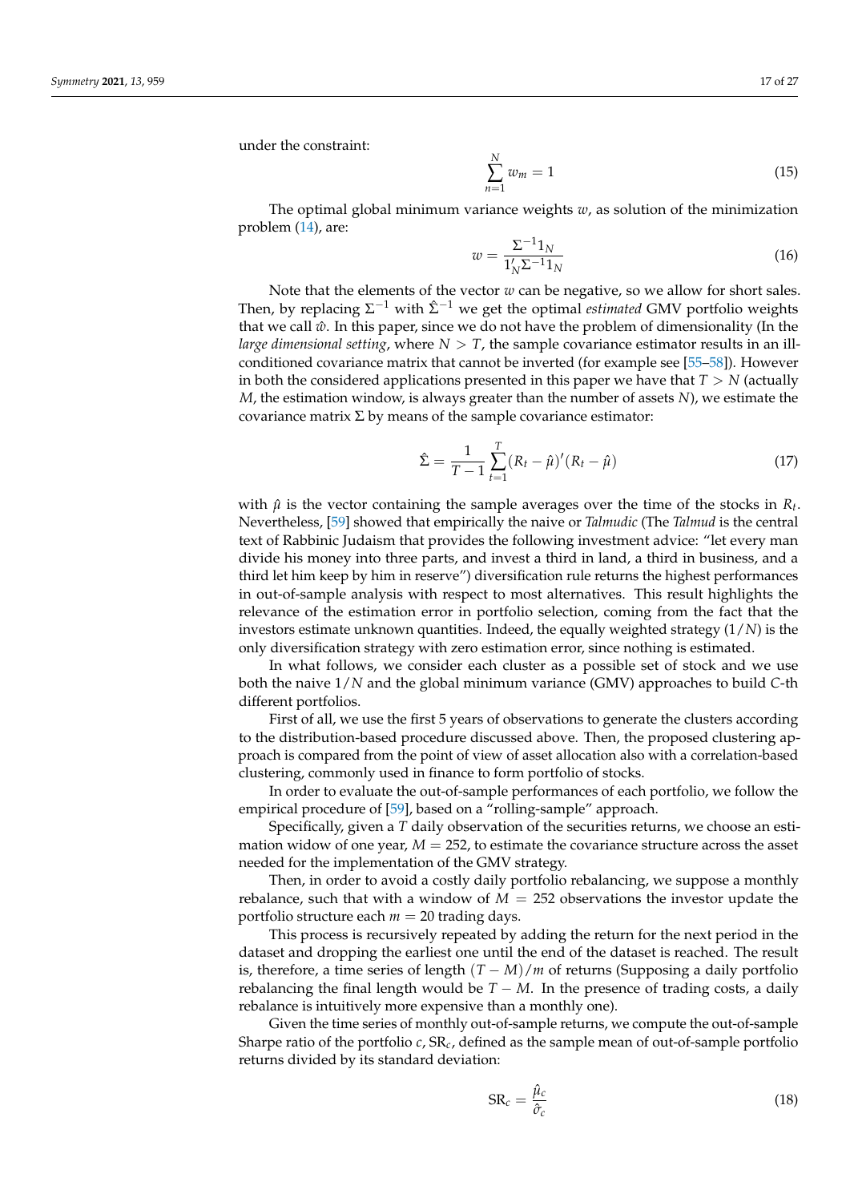under the constraint:

$$\sum_{n=1}^{N} w_m = 1 \tag{15}$$

The optimal global minimum variance weights $w$, as solution of the minimization problem (14), are:

$$w = \frac{\Sigma^{-1} 1_N}{1'_N \Sigma^{-1} 1_N} \tag{16}$$

Note that the elements of the vector $w$ can be negative, so we allow for short sales. Then, by replacing $\Sigma^{-1}$ with $\hat{\Sigma}^{-1}$ we get the optimal *estimated* GMV portfolio weights that we call $\hat{w}$. In this paper, since we do not have the problem of dimensionality (In the *large dimensional setting*, where $N > T$, the sample covariance estimator results in an ill-conditioned covariance matrix that cannot be inverted (for example see [55–58]). However in both the considered applications presented in this paper we have that $T > N$ (actually $M$, the estimation window, is always greater than the number of assets $N$), we estimate the covariance matrix $\Sigma$ by means of the sample covariance estimator:

$$\hat{\Sigma} = \frac{1}{T-1} \sum_{t=1}^{T} (R_t - \hat{\mu})'(R_t - \hat{\mu}) \tag{17}$$

with $\hat{\mu}$ is the vector containing the sample averages over the time of the stocks in $R_t$. Nevertheless, [59] showed that empirically the naive or *Talmudic* (The *Talmud* is the central text of Rabbinic Judaism that provides the following investment advice: "let every man divide his money into three parts, and invest a third in land, a third in business, and a third let him keep by him in reserve") diversification rule returns the highest performances in out-of-sample analysis with respect to most alternatives. This result highlights the relevance of the estimation error in portfolio selection, coming from the fact that the investors estimate unknown quantities. Indeed, the equally weighted strategy ($1/N$) is the only diversification strategy with zero estimation error, since nothing is estimated.

In what follows, we consider each cluster as a possible set of stock and we use both the naive $1/N$ and the global minimum variance (GMV) approaches to build $C$-th different portfolios.

First of all, we use the first 5 years of observations to generate the clusters according to the distribution-based procedure discussed above. Then, the proposed clustering approach is compared from the point of view of asset allocation also with a correlation-based clustering, commonly used in finance to form portfolio of stocks.

In order to evaluate the out-of-sample performances of each portfolio, we follow the empirical procedure of [59], based on a "rolling-sample" approach.

Specifically, given a $T$ daily observation of the securities returns, we choose an estimation widow of one year, $M = 252$, to estimate the covariance structure across the asset needed for the implementation of the GMV strategy.

Then, in order to avoid a costly daily portfolio rebalancing, we suppose a monthly rebalance, such that with a window of $M = 252$ observations the investor update the portfolio structure each $m = 20$ trading days.

This process is recursively repeated by adding the return for the next period in the dataset and dropping the earliest one until the end of the dataset is reached. The result is, therefore, a time series of length $(T - M)/m$ of returns (Supposing a daily portfolio rebalancing the final length would be $T - M$. In the presence of trading costs, a daily rebalance is intuitively more expensive than a monthly one).

Given the time series of monthly out-of-sample returns, we compute the out-of-sample Sharpe ratio of the portfolio $c$, $\text{SR}_c$, defined as the sample mean of out-of-sample portfolio returns divided by its standard deviation:

$$\text{SR}_c = \frac{\hat{\mu}_c}{\hat{\sigma}_c} \tag{18}$$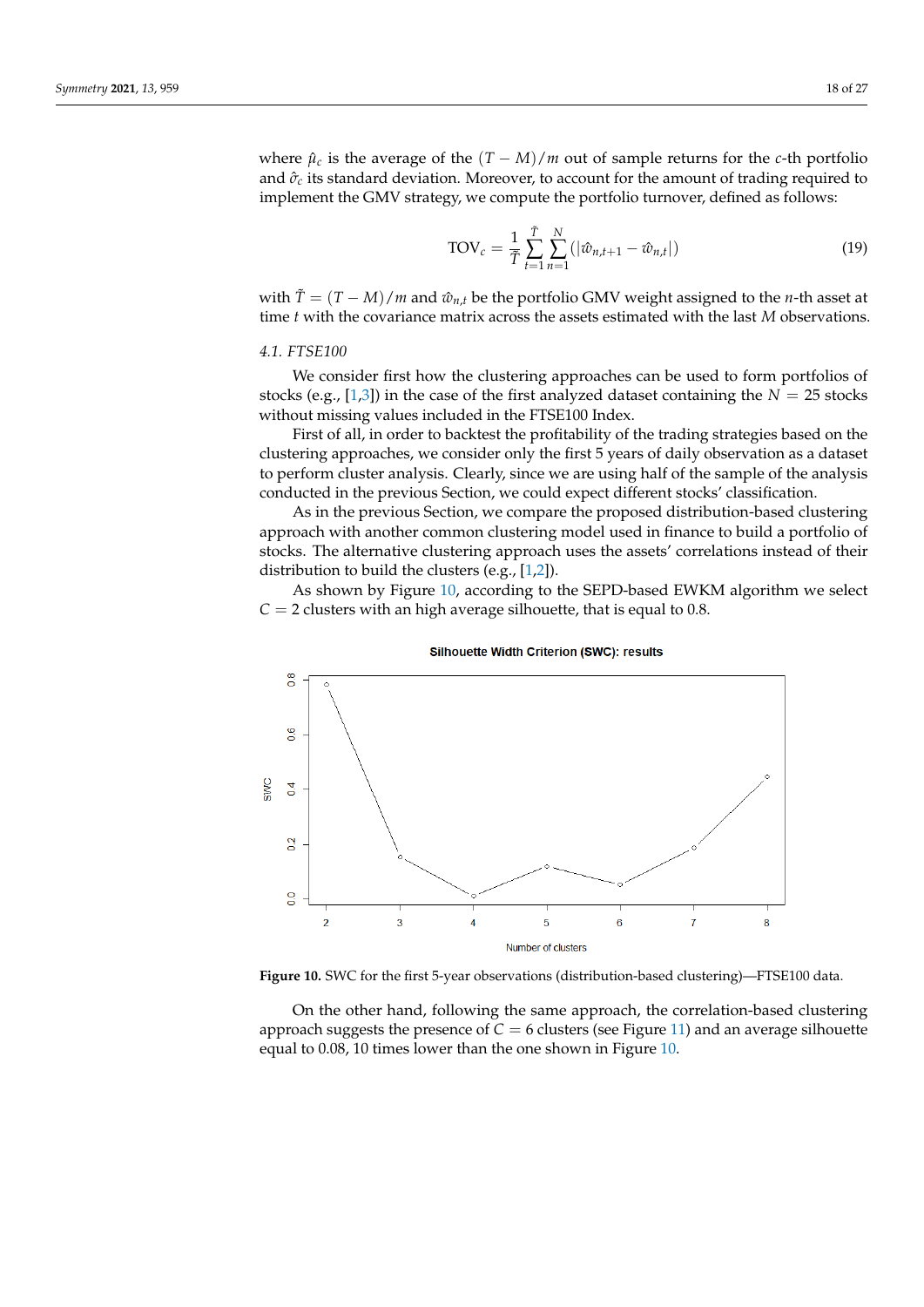where $\hat{\mu}_c$ is the average of the $(T - M)/m$ out of sample returns for the $c$-th portfolio and $\hat{\sigma}_c$ its standard deviation. Moreover, to account for the amount of trading required to implement the GMV strategy, we compute the portfolio turnover, defined as follows:

$$\text{TOV}_c = \frac{1}{\tilde{T}} \sum_{t=1}^{\tilde{T}} \sum_{n=1}^{N} (|\hat{w}_{n,t+1} - \hat{w}_{n,t}|) \tag{19}$$

with $\tilde{T} = (T - M)/m$ and $\hat{w}_{n,t}$ be the portfolio GMV weight assigned to the $n$-th asset at time $t$ with the covariance matrix across the assets estimated with the last $M$ observations.

### 4.1. FTSE100

We consider first how the clustering approaches can be used to form portfolios of stocks (e.g., [1,3]) in the case of the first analyzed dataset containing the $N = 25$ stocks without missing values included in the FTSE100 Index.

First of all, in order to backtest the profitability of the trading strategies based on the clustering approaches, we consider only the first 5 years of daily observation as a dataset to perform cluster analysis. Clearly, since we are using half of the sample of the analysis conducted in the previous Section, we could expect different stocks' classification.

As in the previous Section, we compare the proposed distribution-based clustering approach with another common clustering model used in finance to build a portfolio of stocks. The alternative clustering approach uses the assets' correlations instead of their distribution to build the clusters (e.g., [1,2]).

As shown by Figure 10, according to the SEPD-based EWKM algorithm we select $C = 2$ clusters with an high average silhouette, that is equal to 0.8.

**Figure 10.** SWC for the first 5-year observations (distribution-based clustering)—FTSE100 data.

On the other hand, following the same approach, the correlation-based clustering approach suggests the presence of $C = 6$ clusters (see Figure 11) and an average silhouette equal to 0.08, 10 times lower than the one shown in Figure 10.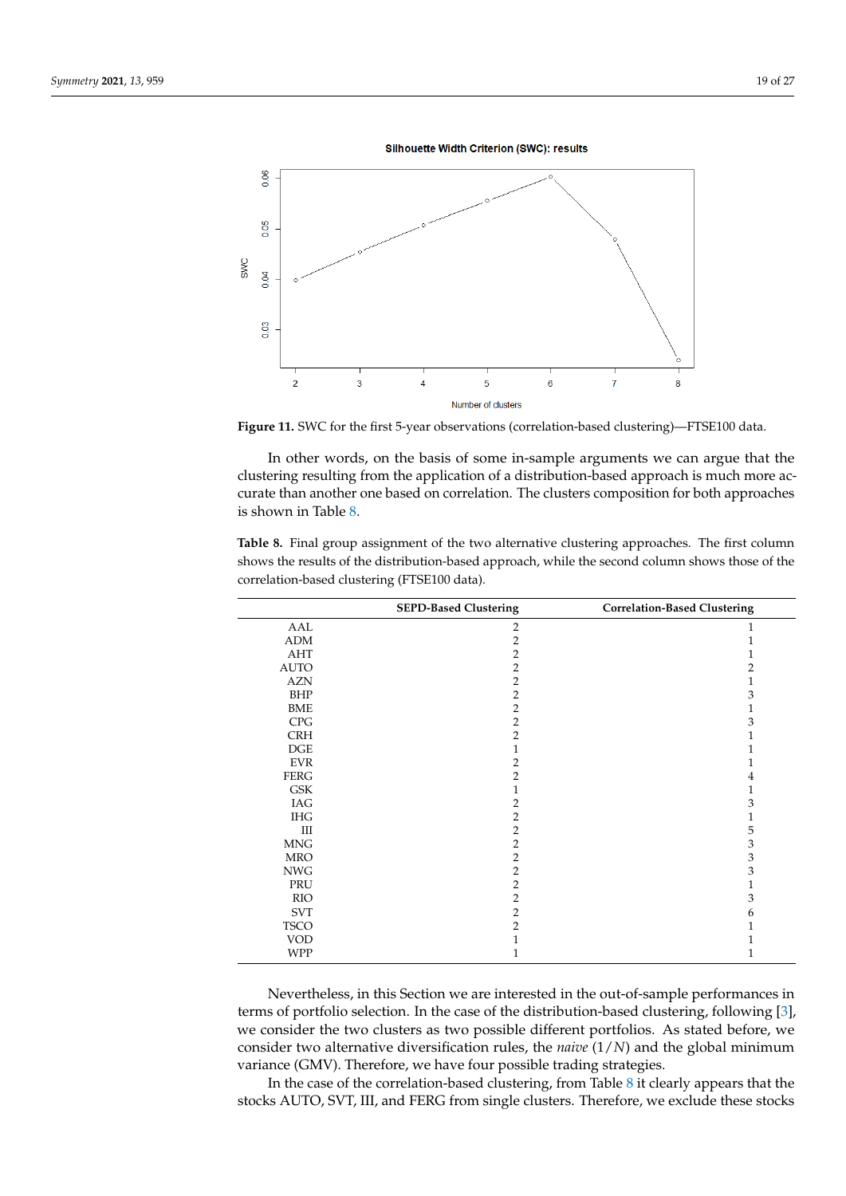**Figure 11.** SWC for the first 5-year observations (correlation-based clustering)—FTSE100 data.

In other words, on the basis of some in-sample arguments we can argue that the clustering resulting from the application of a distribution-based approach is much more accurate than another one based on correlation. The clusters composition for both approaches is shown in Table 8.

**Table 8.** Final group assignment of the two alternative clustering approaches. The first column shows the results of the distribution-based approach, while the second column shows those of the correlation-based clustering (FTSE100 data).

| | SEPD-Based Clustering | Correlation-Based Clustering |
|---|---|---|
| AAL | 2 | 1 |
| ADM | 2 | 1 |
| AHT | 2 | 1 |
| AUTO | 2 | 2 |
| AZN | 2 | 1 |
| BHP | 2 | 3 |
| BME | 2 | 1 |
| CPG | 2 | 3 |
| CRH | 2 | 1 |
| DGE | 1 | 1 |
| EVR | 2 | 1 |
| FERG | 2 | 4 |
| GSK | 1 | 1 |
| IAG | 2 | 3 |
| IHG | 2 | 1 |
| III | 2 | 5 |
| MNG | 2 | 3 |
| MRO | 2 | 3 |
| NWG | 2 | 3 |
| PRU | 2 | 1 |
| RIO | 2 | 3 |
| SVT | 2 | 6 |
| TSCO | 2 | 1 |
| VOD | 1 | 1 |
| WPP | 1 | 1 |

Nevertheless, in this Section we are interested in the out-of-sample performances in terms of portfolio selection. In the case of the distribution-based clustering, following [3], we consider the two clusters as two possible different portfolios. As stated before, we consider two alternative diversification rules, the *naive* ($1/N$) and the global minimum variance (GMV). Therefore, we have four possible trading strategies.

In the case of the correlation-based clustering, from Table 8 it clearly appears that the stocks AUTO, SVT, III, and FERG from single clusters. Therefore, we exclude these stocks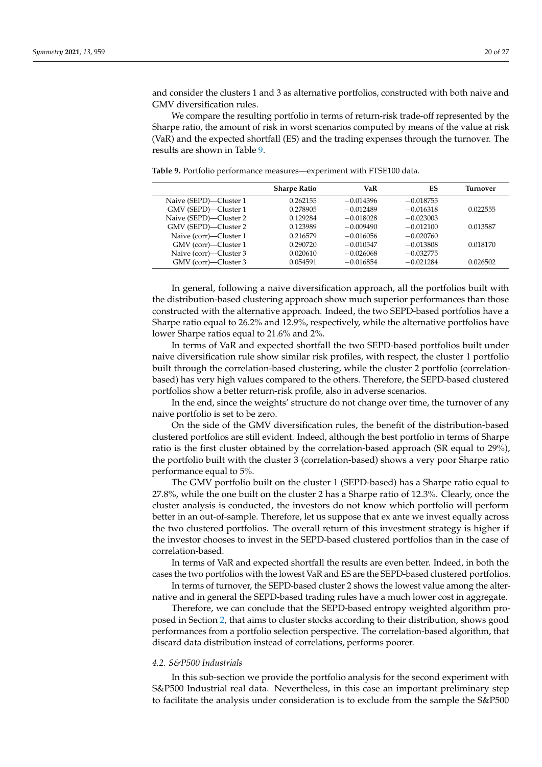and consider the clusters 1 and 3 as alternative portfolios, constructed with both naive and GMV diversification rules.

We compare the resulting portfolio in terms of return-risk trade-off represented by the Sharpe ratio, the amount of risk in worst scenarios computed by means of the value at risk (VaR) and the expected shortfall (ES) and the trading expenses through the turnover. The results are shown in Table 9.

**Table 9.** Portfolio performance measures—experiment with FTSE100 data.

| | Sharpe Ratio | VaR | ES | Turnover |
|---|---|---|---|---|
| Naive (SEPD)—Cluster 1 | 0.262155 | −0.014396 | −0.018755 | |
| GMV (SEPD)—Cluster 1 | 0.278905 | −0.012489 | −0.016318 | 0.022555 |
| Naive (SEPD)—Cluster 2 | 0.129284 | −0.018028 | −0.023003 | |
| GMV (SEPD)—Cluster 2 | 0.123989 | −0.009490 | −0.012100 | 0.013587 |
| Naive (corr)—Cluster 1 | 0.216579 | −0.016056 | −0.020760 | |
| GMV (corr)—Cluster 1 | 0.290720 | −0.010547 | −0.013808 | 0.018170 |
| Naive (corr)—Cluster 3 | 0.020610 | −0.026068 | −0.032775 | |
| GMV (corr)—Cluster 3 | 0.054591 | −0.016854 | −0.021284 | 0.026502 |

In general, following a naive diversification approach, all the portfolios built with the distribution-based clustering approach show much superior performances than those constructed with the alternative approach. Indeed, the two SEPD-based portfolios have a Sharpe ratio equal to 26.2% and 12.9%, respectively, while the alternative portfolios have lower Sharpe ratios equal to 21.6% and 2%.

In terms of VaR and expected shortfall the two SEPD-based portfolios built under naive diversification rule show similar risk profiles, with respect, the cluster 1 portfolio built through the correlation-based clustering, while the cluster 2 portfolio (correlation-based) has very high values compared to the others. Therefore, the SEPD-based clustered portfolios show a better return-risk profile, also in adverse scenarios.

In the end, since the weights' structure do not change over time, the turnover of any naive portfolio is set to be zero.

On the side of the GMV diversification rules, the benefit of the distribution-based clustered portfolios are still evident. Indeed, although the best portfolio in terms of Sharpe ratio is the first cluster obtained by the correlation-based approach (SR equal to 29%), the portfolio built with the cluster 3 (correlation-based) shows a very poor Sharpe ratio performance equal to 5%.

The GMV portfolio built on the cluster 1 (SEPD-based) has a Sharpe ratio equal to 27.8%, while the one built on the cluster 2 has a Sharpe ratio of 12.3%. Clearly, once the cluster analysis is conducted, the investors do not know which portfolio will perform better in an out-of-sample. Therefore, let us suppose that ex ante we invest equally across the two clustered portfolios. The overall return of this investment strategy is higher if the investor chooses to invest in the SEPD-based clustered portfolios than in the case of correlation-based.

In terms of VaR and expected shortfall the results are even better. Indeed, in both the cases the two portfolios with the lowest VaR and ES are the SEPD-based clustered portfolios.

In terms of turnover, the SEPD-based cluster 2 shows the lowest value among the alternative and in general the SEPD-based trading rules have a much lower cost in aggregate.

Therefore, we can conclude that the SEPD-based entropy weighted algorithm proposed in Section 2, that aims to cluster stocks according to their distribution, shows good performances from a portfolio selection perspective. The correlation-based algorithm, that discard data distribution instead of correlations, performs poorer.

### *4.2. S&P500 Industrials*

In this sub-section we provide the portfolio analysis for the second experiment with S&P500 Industrial real data. Nevertheless, in this case an important preliminary step to facilitate the analysis under consideration is to exclude from the sample the S&P500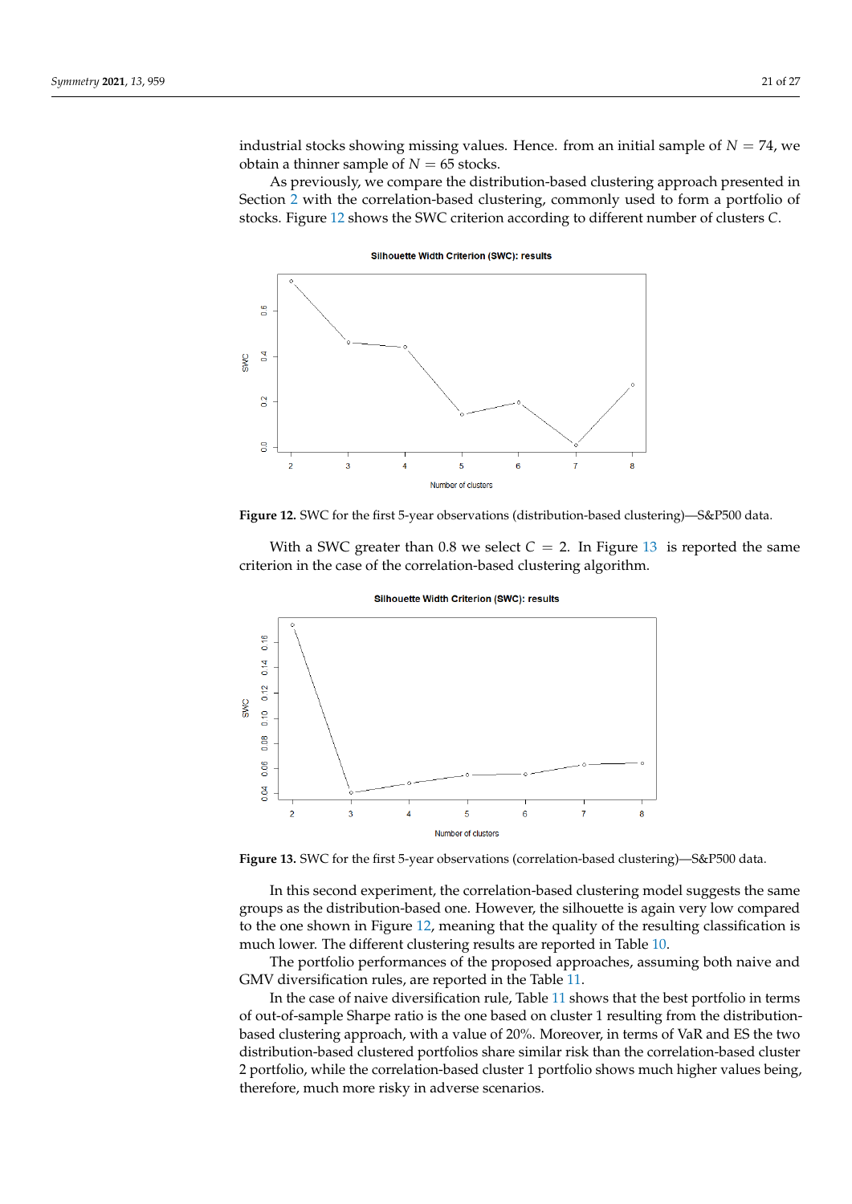industrial stocks showing missing values. Hence. from an initial sample of $N = 74$, we obtain a thinner sample of $N = 65$ stocks.

As previously, we compare the distribution-based clustering approach presented in Section 2 with the correlation-based clustering, commonly used to form a portfolio of stocks. Figure 12 shows the SWC criterion according to different number of clusters $C$.

**Figure 12.** SWC for the first 5-year observations (distribution-based clustering)—S&P500 data.

With a SWC greater than 0.8 we select $C = 2$. In Figure 13 is reported the same criterion in the case of the correlation-based clustering algorithm.

**Figure 13.** SWC for the first 5-year observations (correlation-based clustering)—S&P500 data.

In this second experiment, the correlation-based clustering model suggests the same groups as the distribution-based one. However, the silhouette is again very low compared to the one shown in Figure 12, meaning that the quality of the resulting classification is much lower. The different clustering results are reported in Table 10.

The portfolio performances of the proposed approaches, assuming both naive and GMV diversification rules, are reported in the Table 11.

In the case of naive diversification rule, Table 11 shows that the best portfolio in terms of out-of-sample Sharpe ratio is the one based on cluster 1 resulting from the distribution-based clustering approach, with a value of 20%. Moreover, in terms of VaR and ES the two distribution-based clustered portfolios share similar risk than the correlation-based cluster 2 portfolio, while the correlation-based cluster 1 portfolio shows much higher values being, therefore, much more risky in adverse scenarios.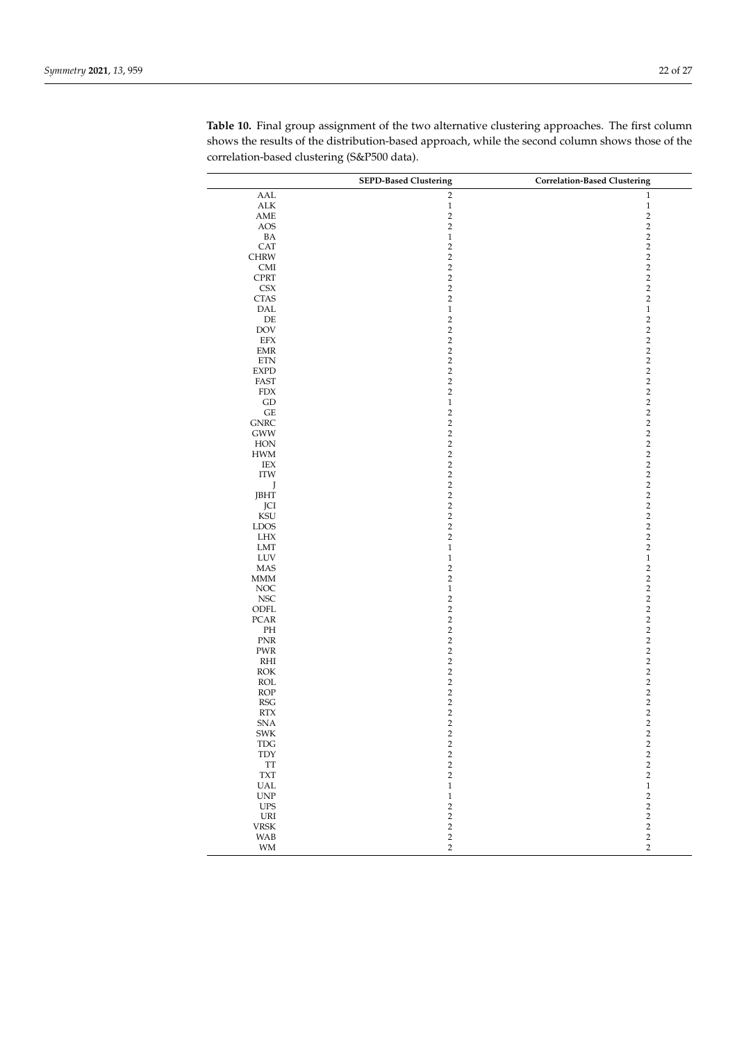**Table 10.** Final group assignment of the two alternative clustering approaches. The first column shows the results of the distribution-based approach, while the second column shows those of the correlation-based clustering (S&P500 data).

| | SEPD-Based Clustering | Correlation-Based Clustering |
|---|---|---|
| AAL | 2 | 1 |
| ALK | 1 | 1 |
| AME | 2 | 2 |
| AOS | 2 | 2 |
| BA | 1 | 2 |
| CAT | 2 | 2 |
| CHRW | 2 | 2 |
| CMI | 2 | 2 |
| CPRT | 2 | 2 |
| CSX | 2 | 2 |
| CTAS | 2 | 2 |
| DAL | 1 | 1 |
| DE | 2 | 2 |
| DOV | 2 | 2 |
| EFX | 2 | 2 |
| EMR | 2 | 2 |
| ETN | 2 | 2 |
| EXPD | 2 | 2 |
| FAST | 2 | 2 |
| FDX | 2 | 2 |
| GD | 1 | 2 |
| GE | 2 | 2 |
| GNRC | 2 | 2 |
| GWW | 2 | 2 |
| HON | 2 | 2 |
| HWM | 2 | 2 |
| IEX | 2 | 2 |
| ITW | 2 | 2 |
| J | 2 | 2 |
| JBHT | 2 | 2 |
| JCI | 2 | 2 |
| KSU | 2 | 2 |
| LDOS | 2 | 2 |
| LHX | 2 | 2 |
| LMT | 1 | 2 |
| LUV | 1 | 1 |
| MAS | 2 | 2 |
| MMM | 2 | 2 |
| NOC | 1 | 2 |
| NSC | 2 | 2 |
| ODFL | 2 | 2 |
| PCAR | 2 | 2 |
| PH | 2 | 2 |
| PNR | 2 | 2 |
| PWR | 2 | 2 |
| RHI | 2 | 2 |
| ROK | 2 | 2 |
| ROL | 2 | 2 |
| ROP | 2 | 2 |
| RSG | 2 | 2 |
| RTX | 2 | 2 |
| SNA | 2 | 2 |
| SWK | 2 | 2 |
| TDG | 2 | 2 |
| TDY | 2 | 2 |
| TT | 2 | 2 |
| TXT | 2 | 2 |
| UAL | 1 | 1 |
| UNP | 1 | 2 |
| UPS | 2 | 2 |
| URI | 2 | 2 |
| VRSK | 2 | 2 |
| WAB | 2 | 2 |
| WM | 2 | 2 |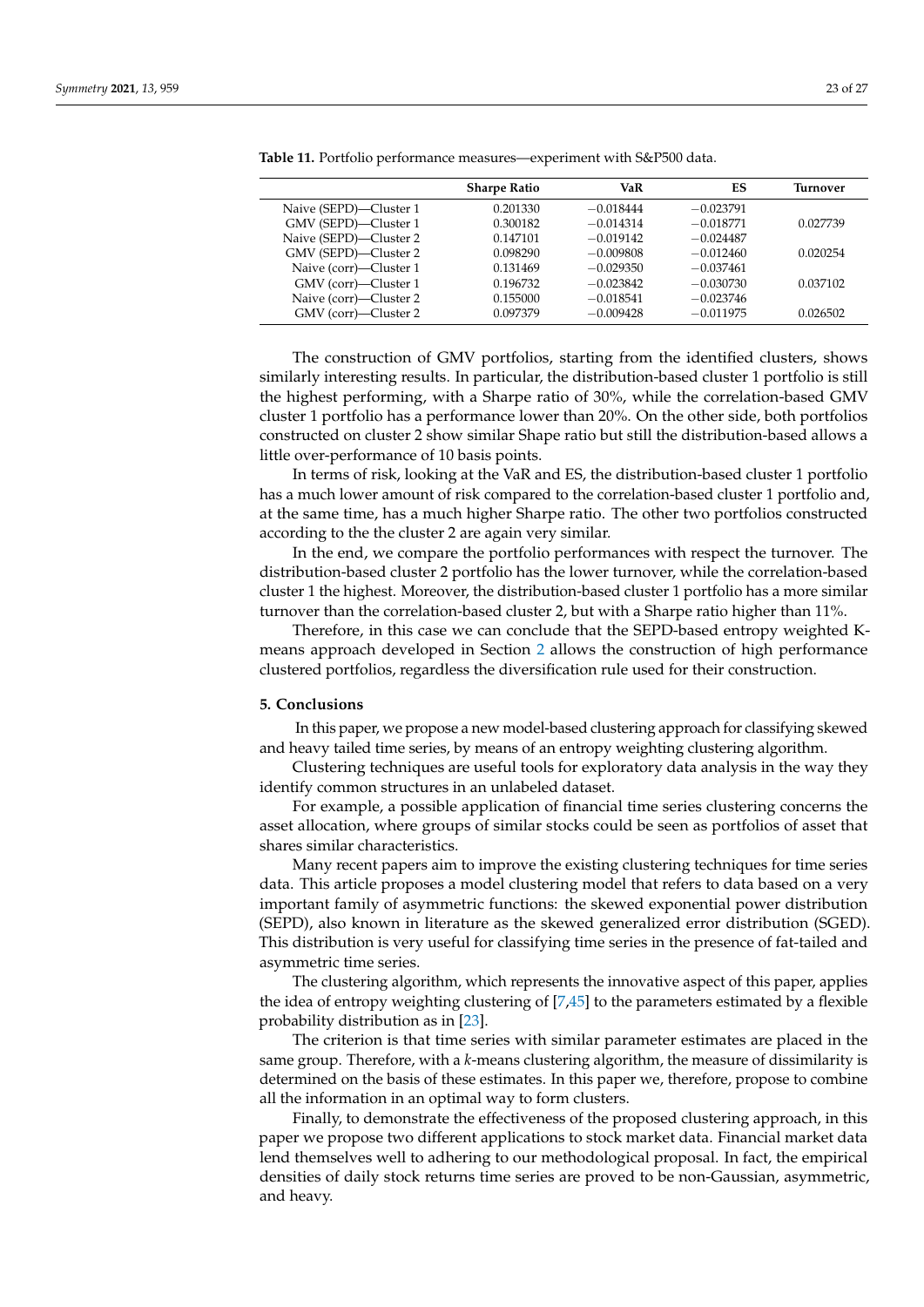**Table 11.** Portfolio performance measures—experiment with S&P500 data.

| | Sharpe Ratio | VaR | ES | Turnover |
|---|---|---|---|---|
| Naive (SEPD)—Cluster 1 | 0.201330 | −0.018444 | −0.023791 | |
| GMV (SEPD)—Cluster 1 | 0.300182 | −0.014314 | −0.018771 | 0.027739 |
| Naive (SEPD)—Cluster 2 | 0.147101 | −0.019142 | −0.024487 | |
| GMV (SEPD)—Cluster 2 | 0.098290 | −0.009808 | −0.012460 | 0.020254 |
| Naive (corr)—Cluster 1 | 0.131469 | −0.029350 | −0.037461 | |
| GMV (corr)—Cluster 1 | 0.196732 | −0.023842 | −0.030730 | 0.037102 |
| Naive (corr)—Cluster 2 | 0.155000 | −0.018541 | −0.023746 | |
| GMV (corr)—Cluster 2 | 0.097379 | −0.009428 | −0.011975 | 0.026502 |

The construction of GMV portfolios, starting from the identified clusters, shows similarly interesting results. In particular, the distribution-based cluster 1 portfolio is still the highest performing, with a Sharpe ratio of 30%, while the correlation-based GMV cluster 1 portfolio has a performance lower than 20%. On the other side, both portfolios constructed on cluster 2 show similar Shape ratio but still the distribution-based allows a little over-performance of 10 basis points.

In terms of risk, looking at the VaR and ES, the distribution-based cluster 1 portfolio has a much lower amount of risk compared to the correlation-based cluster 1 portfolio and, at the same time, has a much higher Sharpe ratio. The other two portfolios constructed according to the the cluster 2 are again very similar.

In the end, we compare the portfolio performances with respect the turnover. The distribution-based cluster 2 portfolio has the lower turnover, while the correlation-based cluster 1 the highest. Moreover, the distribution-based cluster 1 portfolio has a more similar turnover than the correlation-based cluster 2, but with a Sharpe ratio higher than 11%.

Therefore, in this case we can conclude that the SEPD-based entropy weighted K-means approach developed in Section 2 allows the construction of high performance clustered portfolios, regardless the diversification rule used for their construction.

## 5. Conclusions

In this paper, we propose a new model-based clustering approach for classifying skewed and heavy tailed time series, by means of an entropy weighting clustering algorithm.

Clustering techniques are useful tools for exploratory data analysis in the way they identify common structures in an unlabeled dataset.

For example, a possible application of financial time series clustering concerns the asset allocation, where groups of similar stocks could be seen as portfolios of asset that shares similar characteristics.

Many recent papers aim to improve the existing clustering techniques for time series data. This article proposes a model clustering model that refers to data based on a very important family of asymmetric functions: the skewed exponential power distribution (SEPD), also known in literature as the skewed generalized error distribution (SGED). This distribution is very useful for classifying time series in the presence of fat-tailed and asymmetric time series.

The clustering algorithm, which represents the innovative aspect of this paper, applies the idea of entropy weighting clustering of [7,45] to the parameters estimated by a flexible probability distribution as in [23].

The criterion is that time series with similar parameter estimates are placed in the same group. Therefore, with a *k*-means clustering algorithm, the measure of dissimilarity is determined on the basis of these estimates. In this paper we, therefore, propose to combine all the information in an optimal way to form clusters.

Finally, to demonstrate the effectiveness of the proposed clustering approach, in this paper we propose two different applications to stock market data. Financial market data lend themselves well to adhering to our methodological proposal. In fact, the empirical densities of daily stock returns time series are proved to be non-Gaussian, asymmetric, and heavy.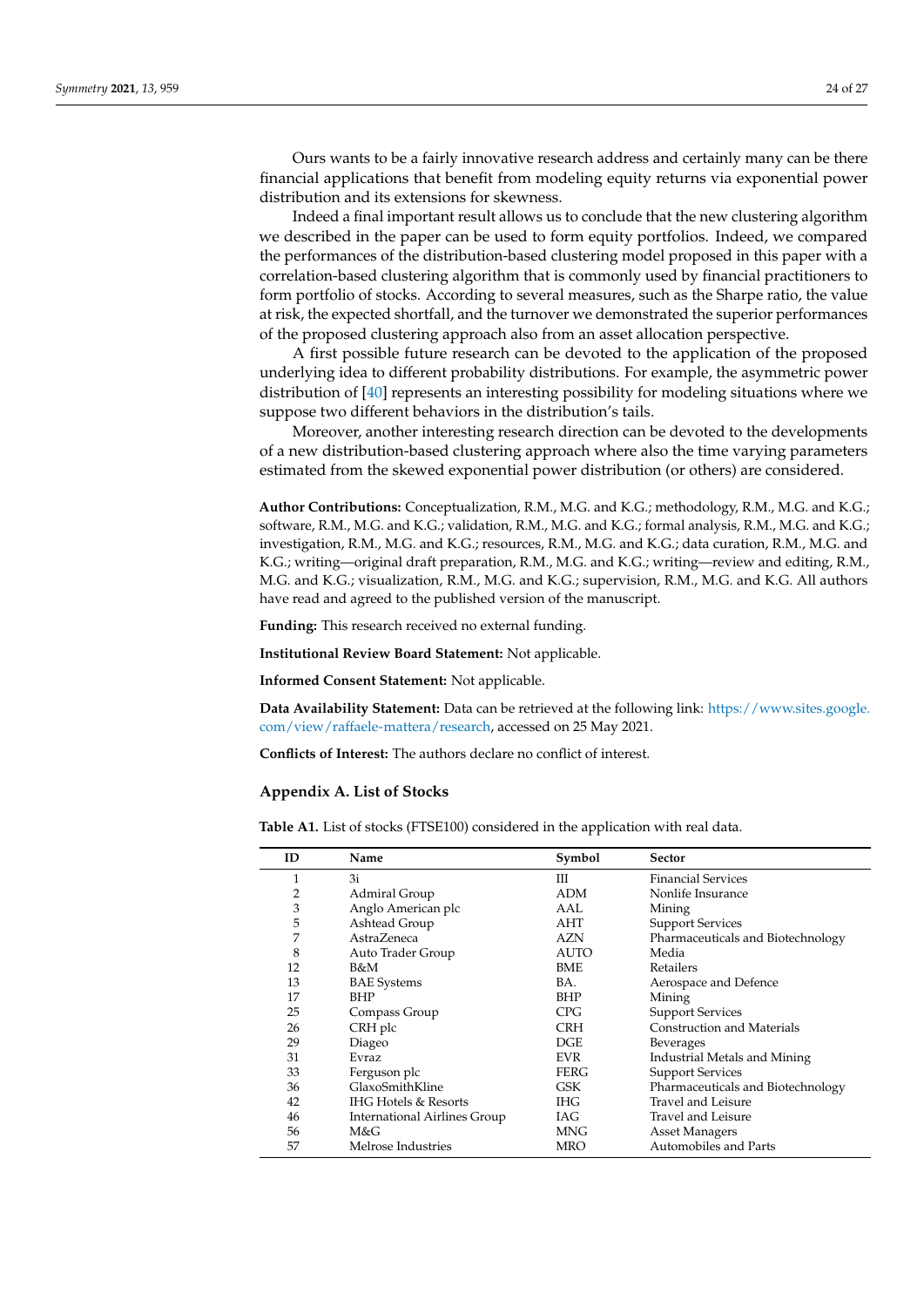Ours wants to be a fairly innovative research address and certainly many can be there financial applications that benefit from modeling equity returns via exponential power distribution and its extensions for skewness.

Indeed a final important result allows us to conclude that the new clustering algorithm we described in the paper can be used to form equity portfolios. Indeed, we compared the performances of the distribution-based clustering model proposed in this paper with a correlation-based clustering algorithm that is commonly used by financial practitioners to form portfolio of stocks. According to several measures, such as the Sharpe ratio, the value at risk, the expected shortfall, and the turnover we demonstrated the superior performances of the proposed clustering approach also from an asset allocation perspective.

A first possible future research can be devoted to the application of the proposed underlying idea to different probability distributions. For example, the asymmetric power distribution of [40] represents an interesting possibility for modeling situations where we suppose two different behaviors in the distribution's tails.

Moreover, another interesting research direction can be devoted to the developments of a new distribution-based clustering approach where also the time varying parameters estimated from the skewed exponential power distribution (or others) are considered.

**Author Contributions:** Conceptualization, R.M., M.G. and K.G.; methodology, R.M., M.G. and K.G.; software, R.M., M.G. and K.G.; validation, R.M., M.G. and K.G.; formal analysis, R.M., M.G. and K.G.; investigation, R.M., M.G. and K.G.; resources, R.M., M.G. and K.G.; data curation, R.M., M.G. and K.G.; writing—original draft preparation, R.M., M.G. and K.G.; writing—review and editing, R.M., M.G. and K.G.; visualization, R.M., M.G. and K.G.; supervision, R.M., M.G. and K.G. All authors have read and agreed to the published version of the manuscript.

**Funding:** This research received no external funding.

**Institutional Review Board Statement:** Not applicable.

**Informed Consent Statement:** Not applicable.

**Data Availability Statement:** Data can be retrieved at the following link: https://www.sites.google.com/view/raffaele-mattera/research, accessed on 25 May 2021.

**Conflicts of Interest:** The authors declare no conflict of interest.

## Appendix A. List of Stocks

**Table A1.** List of stocks (FTSE100) considered in the application with real data.

| ID | Name | Symbol | Sector |
|---|---|---|---|
| 1 | 3i | III | Financial Services |
| 2 | Admiral Group | ADM | Nonlife Insurance |
| 3 | Anglo American plc | AAL | Mining |
| 5 | Ashtead Group | AHT | Support Services |
| 7 | AstraZeneca | AZN | Pharmaceuticals and Biotechnology |
| 8 | Auto Trader Group | AUTO | Media |
| 12 | B&M | BME | Retailers |
| 13 | BAE Systems | BA. | Aerospace and Defence |
| 17 | BHP | BHP | Mining |
| 25 | Compass Group | CPG | Support Services |
| 26 | CRH plc | CRH | Construction and Materials |
| 29 | Diageo | DGE | Beverages |
| 31 | Evraz | EVR | Industrial Metals and Mining |
| 33 | Ferguson plc | FERG | Support Services |
| 36 | GlaxoSmithKline | GSK | Pharmaceuticals and Biotechnology |
| 42 | IHG Hotels & Resorts | IHG | Travel and Leisure |
| 46 | International Airlines Group | IAG | Travel and Leisure |
| 56 | M&G | MNG | Asset Managers |
| 57 | Melrose Industries | MRO | Automobiles and Parts |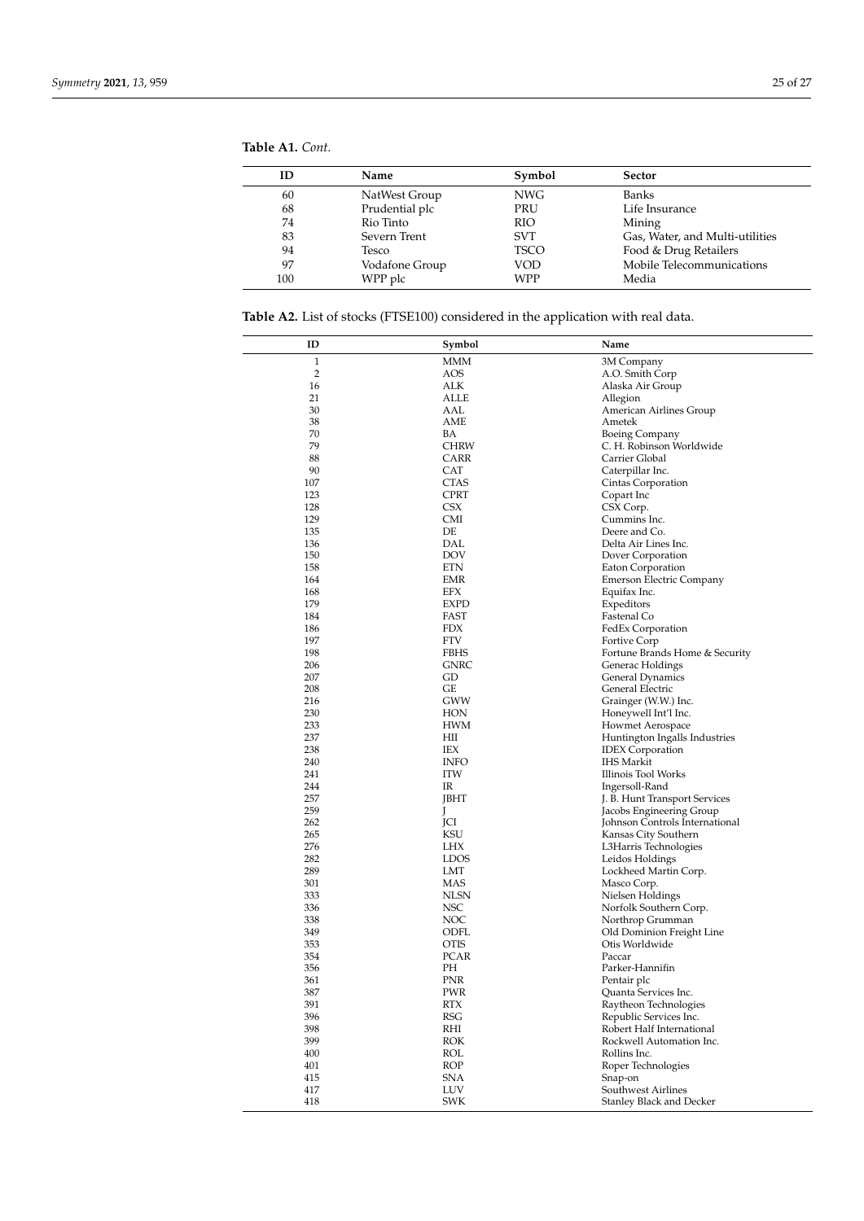**Table A1.** *Cont.*

| ID | Name | Symbol | Sector |
|---|---|---|---|
| 60 | NatWest Group | NWG | Banks |
| 68 | Prudential plc | PRU | Life Insurance |
| 74 | Rio Tinto | RIO | Mining |
| 83 | Severn Trent | SVT | Gas, Water, and Multi-utilities |
| 94 | Tesco | TSCO | Food & Drug Retailers |
| 97 | Vodafone Group | VOD | Mobile Telecommunications |
| 100 | WPP plc | WPP | Media |

**Table A2.** List of stocks (FTSE100) considered in the application with real data.

| ID | Symbol | Name |
|---|---|---|
| 1 | MMM | 3M Company |
| 2 | AOS | A.O. Smith Corp |
| 16 | ALK | Alaska Air Group |
| 21 | ALLE | Allegion |
| 30 | AAL | American Airlines Group |
| 38 | AME | Ametek |
| 70 | BA | Boeing Company |
| 79 | CHRW | C. H. Robinson Worldwide |
| 88 | CARR | Carrier Global |
| 90 | CAT | Caterpillar Inc. |
| 107 | CTAS | Cintas Corporation |
| 123 | CPRT | Copart Inc |
| 128 | CSX | CSX Corp. |
| 129 | CMI | Cummins Inc. |
| 135 | DE | Deere and Co. |
| 136 | DAL | Delta Air Lines Inc. |
| 150 | DOV | Dover Corporation |
| 158 | ETN | Eaton Corporation |
| 164 | EMR | Emerson Electric Company |
| 168 | EFX | Equifax Inc. |
| 179 | EXPD | Expeditors |
| 184 | FAST | Fastenal Co |
| 186 | FDX | FedEx Corporation |
| 197 | FTV | Fortive Corp |
| 198 | FBHS | Fortune Brands Home & Security |
| 206 | GNRC | Generac Holdings |
| 207 | GD | General Dynamics |
| 208 | GE | General Electric |
| 216 | GWW | Grainger (W.W.) Inc. |
| 230 | HON | Honeywell Int'l Inc. |
| 233 | HWM | Howmet Aerospace |
| 237 | HII | Huntington Ingalls Industries |
| 238 | IEX | IDEX Corporation |
| 240 | INFO | IHS Markit |
| 241 | ITW | Illinois Tool Works |
| 244 | IR | Ingersoll-Rand |
| 257 | JBHT | J. B. Hunt Transport Services |
| 259 | J | Jacobs Engineering Group |
| 262 | JCI | Johnson Controls International |
| 265 | KSU | Kansas City Southern |
| 276 | LHX | L3Harris Technologies |
| 282 | LDOS | Leidos Holdings |
| 289 | LMT | Lockheed Martin Corp. |
| 301 | MAS | Masco Corp. |
| 333 | NLSN | Nielsen Holdings |
| 336 | NSC | Norfolk Southern Corp. |
| 338 | NOC | Northrop Grumman |
| 349 | ODFL | Old Dominion Freight Line |
| 353 | OTIS | Otis Worldwide |
| 354 | PCAR | Paccar |
| 356 | PH | Parker-Hannifin |
| 361 | PNR | Pentair plc |
| 387 | PWR | Quanta Services Inc. |
| 391 | RTX | Raytheon Technologies |
| 396 | RSG | Republic Services Inc. |
| 398 | RHI | Robert Half International |
| 399 | ROK | Rockwell Automation Inc. |
| 400 | ROL | Rollins Inc. |
| 401 | ROP | Roper Technologies |
| 415 | SNA | Snap-on |
| 417 | LUV | Southwest Airlines |
| 418 | SWK | Stanley Black and Decker |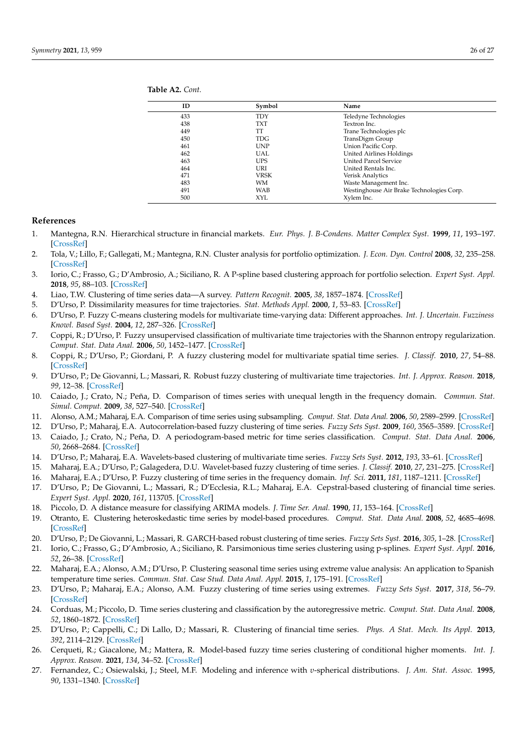**Table A2.** *Cont.*

| ID | Symbol | Name |
|---|---|---|
| 433 | TDY | Teledyne Technologies |
| 438 | TXT | Textron Inc. |
| 449 | TT | Trane Technologies plc |
| 450 | TDG | TransDigm Group |
| 461 | UNP | Union Pacific Corp. |
| 462 | UAL | United Airlines Holdings |
| 463 | UPS | United Parcel Service |
| 464 | URI | United Rentals Inc. |
| 471 | VRSK | Verisk Analytics |
| 483 | WM | Waste Management Inc. |
| 491 | WAB | Westinghouse Air Brake Technologies Corp. |
| 500 | XYL | Xylem Inc. |

## References

1. Mantegna, R.N. Hierarchical structure in financial markets. *Eur. Phys. J. B-Condens. Matter Complex Syst.* **1999**, *11*, 193–197. [CrossRef]
2. Tola, V.; Lillo, F.; Gallegati, M.; Mantegna, R.N. Cluster analysis for portfolio optimization. *J. Econ. Dyn. Control* **2008**, *32*, 235–258. [CrossRef]
3. Iorio, C.; Frasso, G.; D'Ambrosio, A.; Siciliano, R. A P-spline based clustering approach for portfolio selection. *Expert Syst. Appl.* **2018**, *95*, 88–103. [CrossRef]
4. Liao, T.W. Clustering of time series data—A survey. *Pattern Recognit.* **2005**, *38*, 1857–1874. [CrossRef]
5. D'Urso, P. Dissimilarity measures for time trajectories. *Stat. Methods Appl.* **2000**, *1*, 53–83. [CrossRef]
6. D'Urso, P. Fuzzy C-means clustering models for multivariate time-varying data: Different approaches. *Int. J. Uncertain. Fuzziness Knowl. Based Syst.* **2004**, *12*, 287–326. [CrossRef]
7. Coppi, R.; D'Urso, P. Fuzzy unsupervised classification of multivariate time trajectories with the Shannon entropy regularization. *Comput. Stat. Data Anal.* **2006**, *50*, 1452–1477. [CrossRef]
8. Coppi, R.; D'Urso, P.; Giordani, P. A fuzzy clustering model for multivariate spatial time series. *J. Classif.* **2010**, *27*, 54–88. [CrossRef]
9. D'Urso, P.; De Giovanni, L.; Massari, R. Robust fuzzy clustering of multivariate time trajectories. *Int. J. Approx. Reason.* **2018**, *99*, 12–38. [CrossRef]
10. Caiado, J.; Crato, N.; Peña, D. Comparison of times series with unequal length in the frequency domain. *Commun. Stat. Simul. Comput.* **2009**, *38*, 527–540. [CrossRef]
11. Alonso, A.M.; Maharaj, E.A. Comparison of time series using subsampling. *Comput. Stat. Data Anal.* **2006**, *50*, 2589–2599. [CrossRef]
12. D'Urso, P.; Maharaj, E.A. Autocorrelation-based fuzzy clustering of time series. *Fuzzy Sets Syst.* **2009**, *160*, 3565–3589. [CrossRef]
13. Caiado, J.; Crato, N.; Peña, D. A periodogram-based metric for time series classification. *Comput. Stat. Data Anal.* **2006**, *50*, 2668–2684. [CrossRef]
14. D'Urso, P.; Maharaj, E.A. Wavelets-based clustering of multivariate time series. *Fuzzy Sets Syst.* **2012**, *193*, 33–61. [CrossRef]
15. Maharaj, E.A.; D'Urso, P.; Galagedera, D.U. Wavelet-based fuzzy clustering of time series. *J. Classif.* **2010**, *27*, 231–275. [CrossRef]
16. Maharaj, E.A.; D'Urso, P. Fuzzy clustering of time series in the frequency domain. *Inf. Sci.* **2011**, *181*, 1187–1211. [CrossRef]
17. D'Urso, P.; De Giovanni, L.; Massari, R.; D'Ecclesia, R.L.; Maharaj, E.A. Cepstral-based clustering of financial time series. *Expert Syst. Appl.* **2020**, *161*, 113705. [CrossRef]
18. Piccolo, D. A distance measure for classifying ARIMA models. *J. Time Ser. Anal.* **1990**, *11*, 153–164. [CrossRef]
19. Otranto, E. Clustering heteroskedastic time series by model-based procedures. *Comput. Stat. Data Anal.* **2008**, *52*, 4685–4698. [CrossRef]
20. D'Urso, P.; De Giovanni, L.; Massari, R. GARCH-based robust clustering of time series. *Fuzzy Sets Syst.* **2016**, *305*, 1–28. [CrossRef]
21. Iorio, C.; Frasso, G.; D'Ambrosio, A.; Siciliano, R. Parsimonious time series clustering using p-splines. *Expert Syst. Appl.* **2016**, *52*, 26–38. [CrossRef]
22. Maharaj, E.A.; Alonso, A.M.; D'Urso, P. Clustering seasonal time series using extreme value analysis: An application to Spanish temperature time series. *Commun. Stat. Case Stud. Data Anal. Appl.* **2015**, *1*, 175–191. [CrossRef]
23. D'Urso, P.; Maharaj, E.A.; Alonso, A.M. Fuzzy clustering of time series using extremes. *Fuzzy Sets Syst.* **2017**, *318*, 56–79. [CrossRef]
24. Corduas, M.; Piccolo, D. Time series clustering and classification by the autoregressive metric. *Comput. Stat. Data Anal.* **2008**, *52*, 1860–1872. [CrossRef]
25. D'Urso, P.; Cappelli, C.; Di Lallo, D.; Massari, R. Clustering of financial time series. *Phys. A Stat. Mech. Its Appl.* **2013**, *392*, 2114–2129. [CrossRef]
26. Cerqueti, R.; Giacalone, M.; Mattera, R. Model-based fuzzy time series clustering of conditional higher moments. *Int. J. Approx. Reason.* **2021**, *134*, 34–52. [CrossRef]
27. Fernandez, C.; Osiewalski, J.; Steel, M.F. Modeling and inference with $v$-spherical distributions. *J. Am. Stat. Assoc.* **1995**, *90*, 1331–1340. [CrossRef]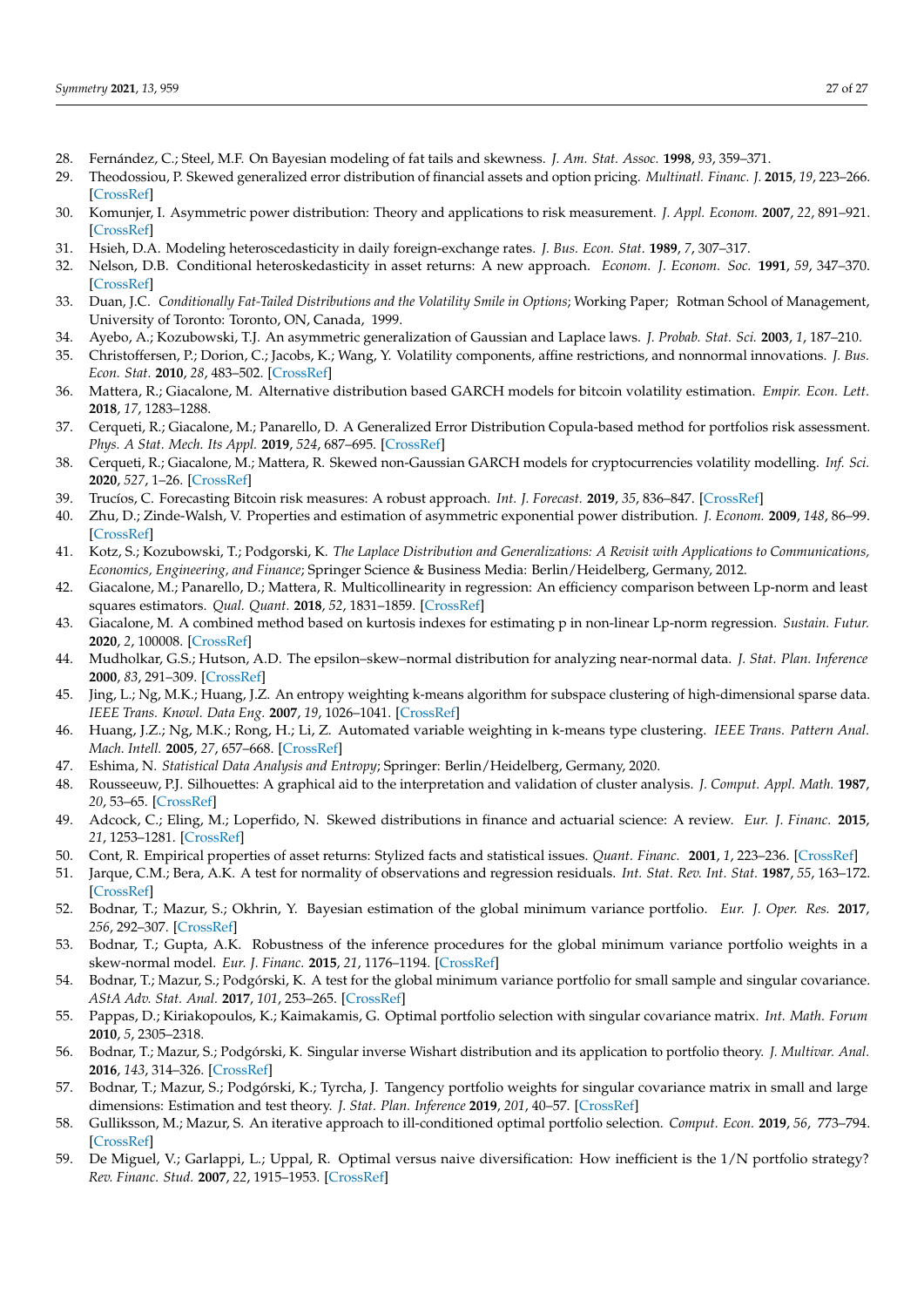28. Fernández, C.; Steel, M.F. On Bayesian modeling of fat tails and skewness. *J. Am. Stat. Assoc.* **1998**, *93*, 359–371.
29. Theodossiou, P. Skewed generalized error distribution of financial assets and option pricing. *Multinatl. Financ. J.* **2015**, *19*, 223–266. [CrossRef]
30. Komunjer, I. Asymmetric power distribution: Theory and applications to risk measurement. *J. Appl. Econom.* **2007**, *22*, 891–921. [CrossRef]
31. Hsieh, D.A. Modeling heteroscedasticity in daily foreign-exchange rates. *J. Bus. Econ. Stat.* **1989**, *7*, 307–317.
32. Nelson, D.B. Conditional heteroskedasticity in asset returns: A new approach. *Econom. J. Econom. Soc.* **1991**, *59*, 347–370. [CrossRef]
33. Duan, J.C. *Conditionally Fat-Tailed Distributions and the Volatility Smile in Options*; Working Paper; Rotman School of Management, University of Toronto: Toronto, ON, Canada, 1999.
34. Ayebo, A.; Kozubowski, T.J. An asymmetric generalization of Gaussian and Laplace laws. *J. Probab. Stat. Sci.* **2003**, *1*, 187–210.
35. Christoffersen, P.; Dorion, C.; Jacobs, K.; Wang, Y. Volatility components, affine restrictions, and nonnormal innovations. *J. Bus. Econ. Stat.* **2010**, *28*, 483–502. [CrossRef]
36. Mattera, R.; Giacalone, M. Alternative distribution based GARCH models for bitcoin volatility estimation. *Empir. Econ. Lett.* **2018**, *17*, 1283–1288.
37. Cerqueti, R.; Giacalone, M.; Panarello, D. A Generalized Error Distribution Copula-based method for portfolios risk assessment. *Phys. A Stat. Mech. Its Appl.* **2019**, *524*, 687–695. [CrossRef]
38. Cerqueti, R.; Giacalone, M.; Mattera, R. Skewed non-Gaussian GARCH models for cryptocurrencies volatility modelling. *Inf. Sci.* **2020**, *527*, 1–26. [CrossRef]
39. Trucíos, C. Forecasting Bitcoin risk measures: A robust approach. *Int. J. Forecast.* **2019**, *35*, 836–847. [CrossRef]
40. Zhu, D.; Zinde-Walsh, V. Properties and estimation of asymmetric exponential power distribution. *J. Econom.* **2009**, *148*, 86–99. [CrossRef]
41. Kotz, S.; Kozubowski, T.; Podgorski, K. *The Laplace Distribution and Generalizations: A Revisit with Applications to Communications, Economics, Engineering, and Finance*; Springer Science & Business Media: Berlin/Heidelberg, Germany, 2012.
42. Giacalone, M.; Panarello, D.; Mattera, R. Multicollinearity in regression: An efficiency comparison between Lp-norm and least squares estimators. *Qual. Quant.* **2018**, *52*, 1831–1859. [CrossRef]
43. Giacalone, M. A combined method based on kurtosis indexes for estimating p in non-linear Lp-norm regression. *Sustain. Futur.* **2020**, *2*, 100008. [CrossRef]
44. Mudholkar, G.S.; Hutson, A.D. The epsilon–skew–normal distribution for analyzing near-normal data. *J. Stat. Plan. Inference* **2000**, *83*, 291–309. [CrossRef]
45. Jing, L.; Ng, M.K.; Huang, J.Z. An entropy weighting k-means algorithm for subspace clustering of high-dimensional sparse data. *IEEE Trans. Knowl. Data Eng.* **2007**, *19*, 1026–1041. [CrossRef]
46. Huang, J.Z.; Ng, M.K.; Rong, H.; Li, Z. Automated variable weighting in k-means type clustering. *IEEE Trans. Pattern Anal. Mach. Intell.* **2005**, *27*, 657–668. [CrossRef]
47. Eshima, N. *Statistical Data Analysis and Entropy*; Springer: Berlin/Heidelberg, Germany, 2020.
48. Rousseeuw, P.J. Silhouettes: A graphical aid to the interpretation and validation of cluster analysis. *J. Comput. Appl. Math.* **1987**, *20*, 53–65. [CrossRef]
49. Adcock, C.; Eling, M.; Loperfido, N. Skewed distributions in finance and actuarial science: A review. *Eur. J. Financ.* **2015**, *21*, 1253–1281. [CrossRef]
50. Cont, R. Empirical properties of asset returns: Stylized facts and statistical issues. *Quant. Financ.* **2001**, *1*, 223–236. [CrossRef]
51. Jarque, C.M.; Bera, A.K. A test for normality of observations and regression residuals. *Int. Stat. Rev. Int. Stat.* **1987**, *55*, 163–172. [CrossRef]
52. Bodnar, T.; Mazur, S.; Okhrin, Y. Bayesian estimation of the global minimum variance portfolio. *Eur. J. Oper. Res.* **2017**, *256*, 292–307. [CrossRef]
53. Bodnar, T.; Gupta, A.K. Robustness of the inference procedures for the global minimum variance portfolio weights in a skew-normal model. *Eur. J. Financ.* **2015**, *21*, 1176–1194. [CrossRef]
54. Bodnar, T.; Mazur, S.; Podgórski, K. A test for the global minimum variance portfolio for small sample and singular covariance. *AStA Adv. Stat. Anal.* **2017**, *101*, 253–265. [CrossRef]
55. Pappas, D.; Kiriakopoulos, K.; Kaimakamis, G. Optimal portfolio selection with singular covariance matrix. *Int. Math. Forum* **2010**, *5*, 2305–2318.
56. Bodnar, T.; Mazur, S.; Podgórski, K. Singular inverse Wishart distribution and its application to portfolio theory. *J. Multivar. Anal.* **2016**, *143*, 314–326. [CrossRef]
57. Bodnar, T.; Mazur, S.; Podgórski, K.; Tyrcha, J. Tangency portfolio weights for singular covariance matrix in small and large dimensions: Estimation and test theory. *J. Stat. Plan. Inference* **2019**, *201*, 40–57. [CrossRef]
58. Gulliksson, M.; Mazur, S. An iterative approach to ill-conditioned optimal portfolio selection. *Comput. Econ.* **2019**, *56*, 773–794. [CrossRef]
59. De Miguel, V.; Garlappi, L.; Uppal, R. Optimal versus naive diversification: How inefficient is the 1/N portfolio strategy? *Rev. Financ. Stud.* **2007**, *22*, 1915–1953. [CrossRef]